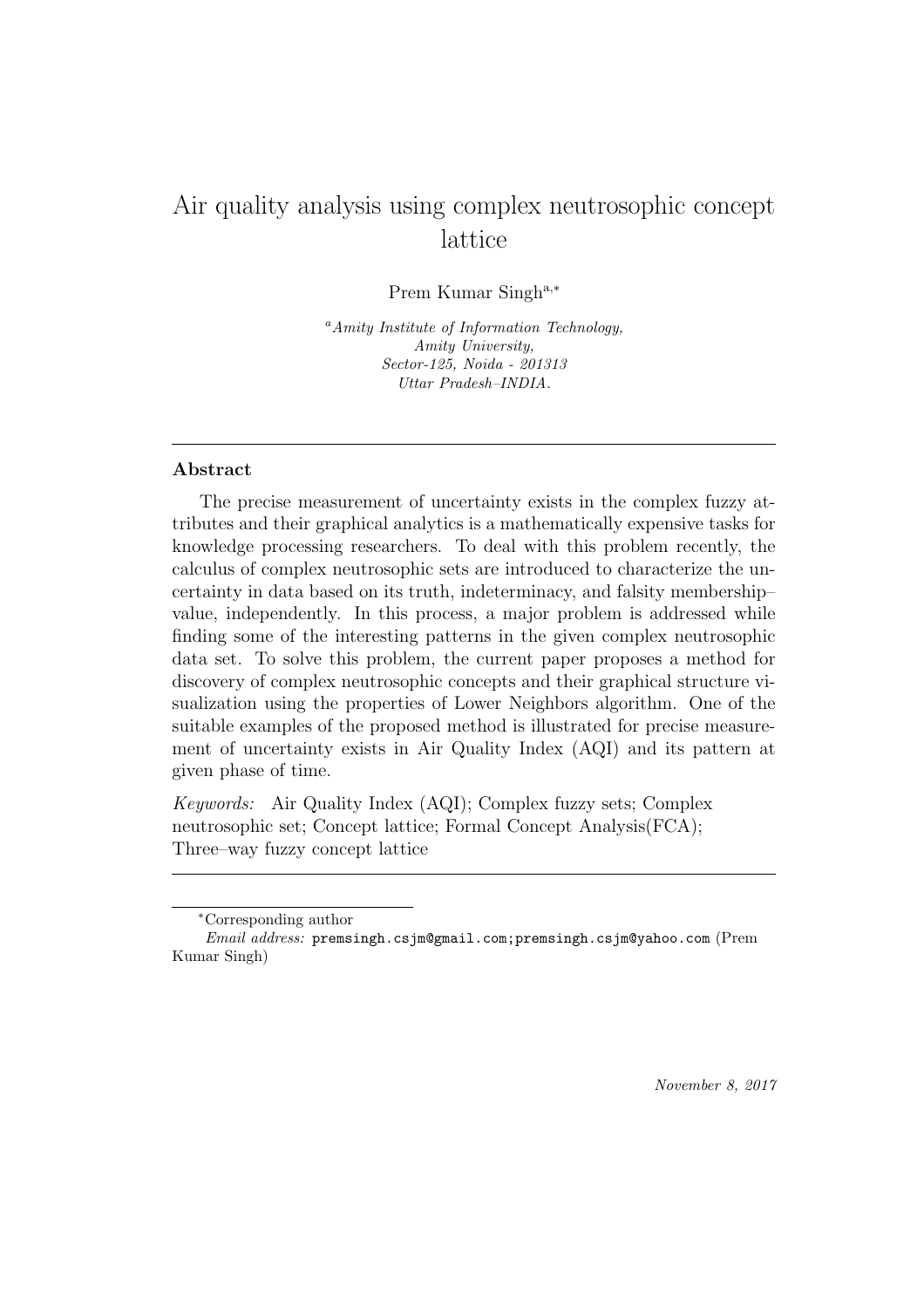# Air quality analysis using complex neutrosophic concept lattice

Prem Kumar Singh[a,*]

[a] *Amity Institute of Information Technology, Amity University, Sector-125, Noida - 201313 Uttar Pradesh–INDIA.*

---

## Abstract

The precise measurement of uncertainty exists in the complex fuzzy attributes and their graphical analytics is a mathematically expensive tasks for knowledge processing researchers. To deal with this problem recently, the calculus of complex neutrosophic sets are introduced to characterize the uncertainty in data based on its truth, indeterminacy, and falsity membership–value, independently. In this process, a major problem is addressed while finding some of the interesting patterns in the given complex neutrosophic data set. To solve this problem, the current paper proposes a method for discovery of complex neutrosophic concepts and their graphical structure visualization using the properties of Lower Neighbors algorithm. One of the suitable examples of the proposed method is illustrated for precise measurement of uncertainty exists in Air Quality Index (AQI) and its pattern at given phase of time.

*Keywords:* Air Quality Index (AQI); Complex fuzzy sets; Complex neutrosophic set; Concept lattice; Formal Concept Analysis(FCA); Three–way fuzzy concept lattice

---

[*] Corresponding author

*Email address:* premsingh.csjm@gmail.com;premsingh.csjm@yahoo.com (Prem Kumar Singh)

*November 8, 2017*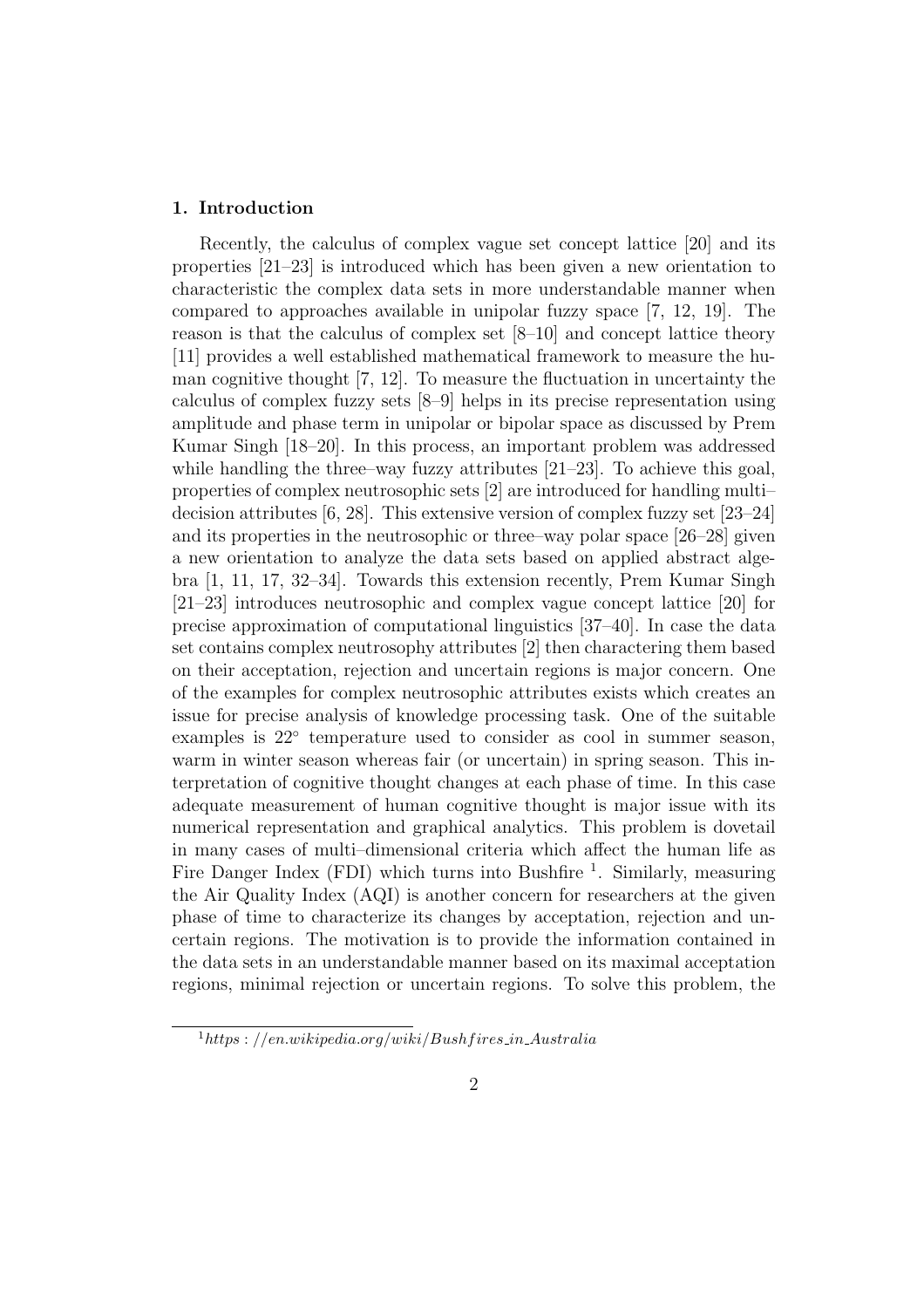## 1. Introduction

Recently, the calculus of complex vague set concept lattice [20] and its properties [21–23] is introduced which has been given a new orientation to characteristic the complex data sets in more understandable manner when compared to approaches available in unipolar fuzzy space [7, 12, 19]. The reason is that the calculus of complex set [8–10] and concept lattice theory [11] provides a well established mathematical framework to measure the human cognitive thought [7, 12]. To measure the fluctuation in uncertainty the calculus of complex fuzzy sets [8–9] helps in its precise representation using amplitude and phase term in unipolar or bipolar space as discussed by Prem Kumar Singh [18–20]. In this process, an important problem was addressed while handling the three–way fuzzy attributes [21–23]. To achieve this goal, properties of complex neutrosophic sets [2] are introduced for handling multi–decision attributes [6, 28]. This extensive version of complex fuzzy set [23–24] and its properties in the neutrosophic or three–way polar space [26–28] given a new orientation to analyze the data sets based on applied abstract algebra [1, 11, 17, 32–34]. Towards this extension recently, Prem Kumar Singh [21–23] introduces neutrosophic and complex vague concept lattice [20] for precise approximation of computational linguistics [37–40]. In case the data set contains complex neutrosophy attributes [2] then charactering them based on their acceptation, rejection and uncertain regions is major concern. One of the examples for complex neutrosophic attributes exists which creates an issue for precise analysis of knowledge processing task. One of the suitable examples is $22^{\circ}$ temperature used to consider as cool in summer season, warm in winter season whereas fair (or uncertain) in spring season. This interpretation of cognitive thought changes at each phase of time. In this case adequate measurement of human cognitive thought is major issue with its numerical representation and graphical analytics. This problem is dovetail in many cases of multi–dimensional criteria which affect the human life as Fire Danger Index (FDI) which turns into Bushfire [1]. Similarly, measuring the Air Quality Index (AQI) is another concern for researchers at the given phase of time to characterize its changes by acceptation, rejection and uncertain regions. The motivation is to provide the information contained in the data sets in an understandable manner based on its maximal acceptation regions, minimal rejection or uncertain regions. To solve this problem, the

[1] https://en.wikipedia.org/wiki/Bushfires_in_Australia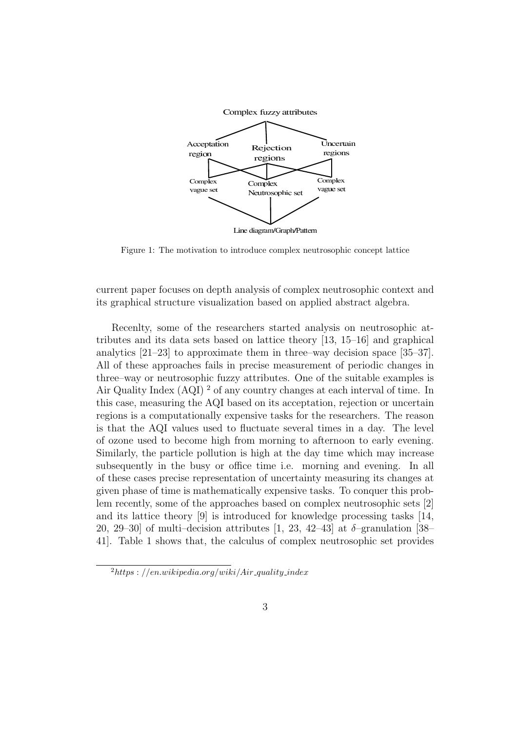Figure 1: The motivation to introduce complex neutrosophic concept lattice

current paper focuses on depth analysis of complex neutrosophic context and its graphical structure visualization based on applied abstract algebra.

Recenlty, some of the researchers started analysis on neutrosophic attributes and its data sets based on lattice theory [13, 15–16] and graphical analytics [21–23] to approximate them in three–way decision space [35–37]. All of these approaches fails in precise measurement of periodic changes in three–way or neutrosophic fuzzy attributes. One of the suitable examples is Air Quality Index (AQI) [2] of any country changes at each interval of time. In this case, measuring the AQI based on its acceptation, rejection or uncertain regions is a computationally expensive tasks for the researchers. The reason is that the AQI values used to fluctuate several times in a day. The level of ozone used to become high from morning to afternoon to early evening. Similarly, the particle pollution is high at the day time which may increase subsequently in the busy or office time i.e. morning and evening. In all of these cases precise representation of uncertainty measuring its changes at given phase of time is mathematically expensive tasks. To conquer this problem recently, some of the approaches based on complex neutrosophic sets [2] and its lattice theory [9] is introduced for knowledge processing tasks [14, 20, 29–30] of multi–decision attributes [1, 23, 42–43] at $\delta$–granulation [38–41]. Table 1 shows that, the calculus of complex neutrosophic set provides

[2] $https://en.wikipedia.org/wiki/Air\_quality\_index$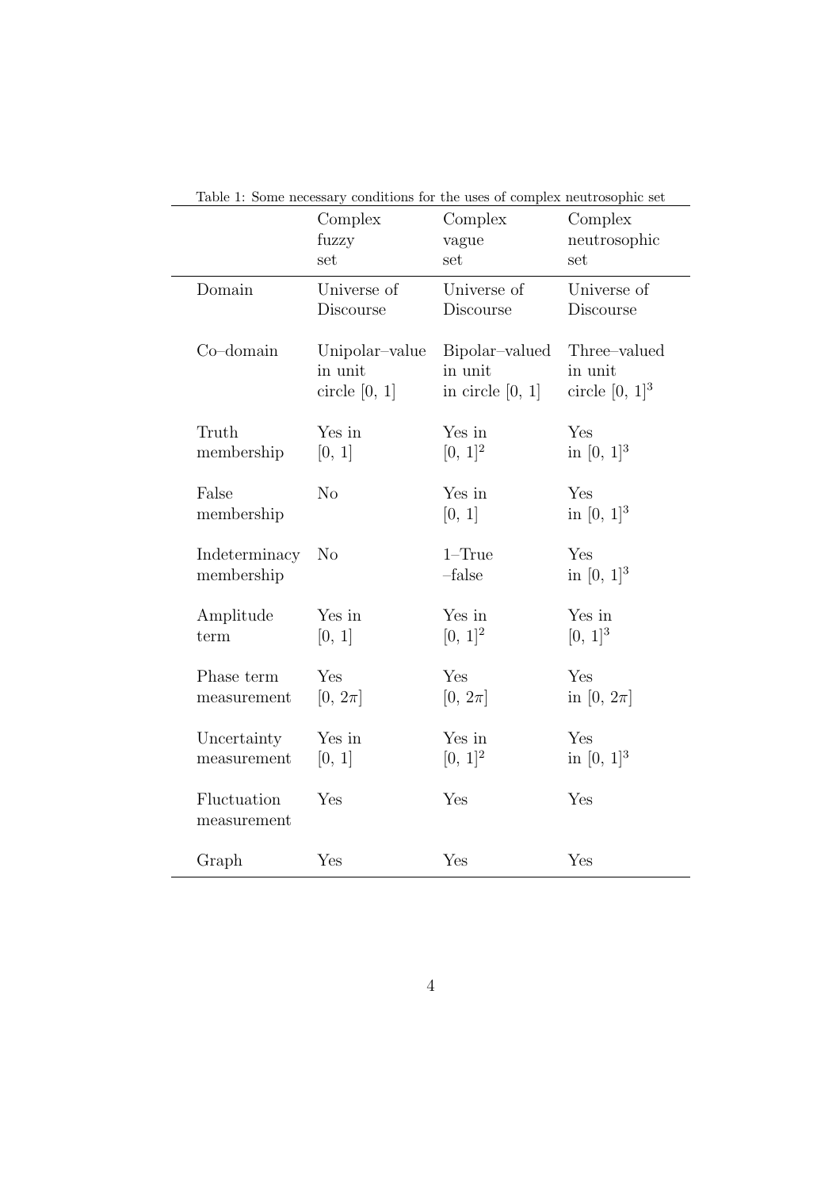Table 1: Some necessary conditions for the uses of complex neutrosophic set

| | Complex fuzzy set | Complex vague set | Complex neutrosophic set |
|---|---|---|---|
| Domain | Universe of Discourse | Universe of Discourse | Universe of Discourse |
| Co–domain | Unipolar–value in unit circle $[0,\ 1]$ | Bipolar–valued in unit in circle $[0,\ 1]$ | Three–valued in unit circle $[0,\ 1]^3$ |
| Truth membership | Yes in $[0,\ 1]$ | Yes in $[0,\ 1]^2$ | Yes in $[0,\ 1]^3$ |
| False membership | No | Yes in $[0,\ 1]$ | Yes in $[0,\ 1]^3$ |
| Indeterminacy membership | No | 1–True –false | Yes in $[0,\ 1]^3$ |
| Amplitude term | Yes in $[0,\ 1]$ | Yes in $[0,\ 1]^2$ | Yes in $[0,\ 1]^3$ |
| Phase term measurement | Yes $[0,\ 2\pi]$ | Yes $[0,\ 2\pi]$ | Yes in $[0,\ 2\pi]$ |
| Uncertainty measurement | Yes in $[0,\ 1]$ | Yes in $[0,\ 1]^2$ | Yes in $[0,\ 1]^3$ |
| Fluctuation measurement | Yes | Yes | Yes |
| Graph | Yes | Yes | Yes |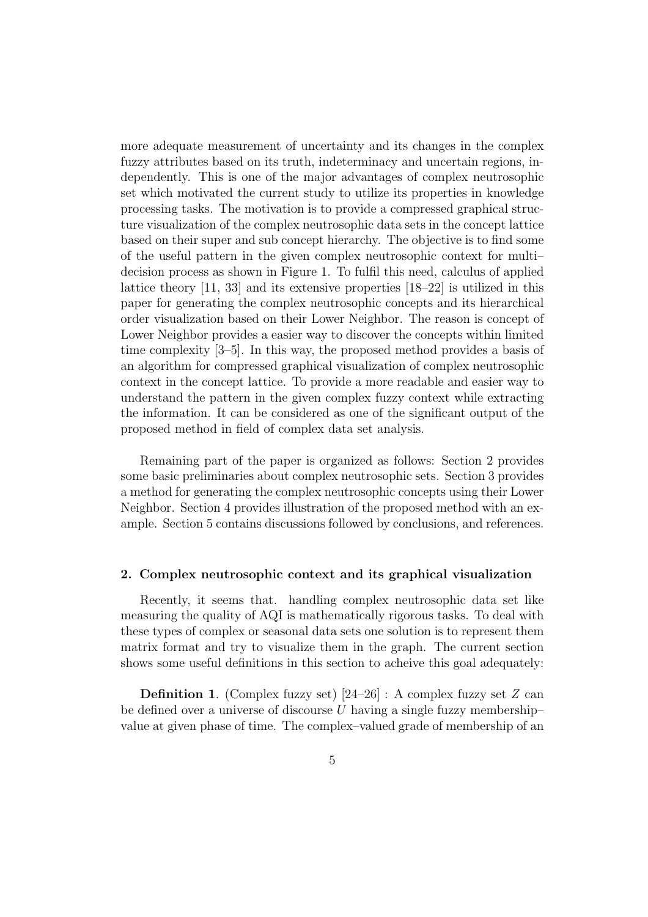more adequate measurement of uncertainty and its changes in the complex fuzzy attributes based on its truth, indeterminacy and uncertain regions, independently. This is one of the major advantages of complex neutrosophic set which motivated the current study to utilize its properties in knowledge processing tasks. The motivation is to provide a compressed graphical structure visualization of the complex neutrosophic data sets in the concept lattice based on their super and sub concept hierarchy. The objective is to find some of the useful pattern in the given complex neutrosophic context for multi–decision process as shown in Figure 1. To fulfil this need, calculus of applied lattice theory [11, 33] and its extensive properties [18–22] is utilized in this paper for generating the complex neutrosophic concepts and its hierarchical order visualization based on their Lower Neighbor. The reason is concept of Lower Neighbor provides a easier way to discover the concepts within limited time complexity [3–5]. In this way, the proposed method provides a basis of an algorithm for compressed graphical visualization of complex neutrosophic context in the concept lattice. To provide a more readable and easier way to understand the pattern in the given complex fuzzy context while extracting the information. It can be considered as one of the significant output of the proposed method in field of complex data set analysis.

Remaining part of the paper is organized as follows: Section 2 provides some basic preliminaries about complex neutrosophic sets. Section 3 provides a method for generating the complex neutrosophic concepts using their Lower Neighbor. Section 4 provides illustration of the proposed method with an example. Section 5 contains discussions followed by conclusions, and references.

## 2. Complex neutrosophic context and its graphical visualization

Recently, it seems that. handling complex neutrosophic data set like measuring the quality of AQI is mathematically rigorous tasks. To deal with these types of complex or seasonal data sets one solution is to represent them matrix format and try to visualize them in the graph. The current section shows some useful definitions in this section to acheive this goal adequately:

**Definition 1**. (Complex fuzzy set) [24–26] : A complex fuzzy set $Z$ can be defined over a universe of discourse $U$ having a single fuzzy membership–value at given phase of time. The complex–valued grade of membership of an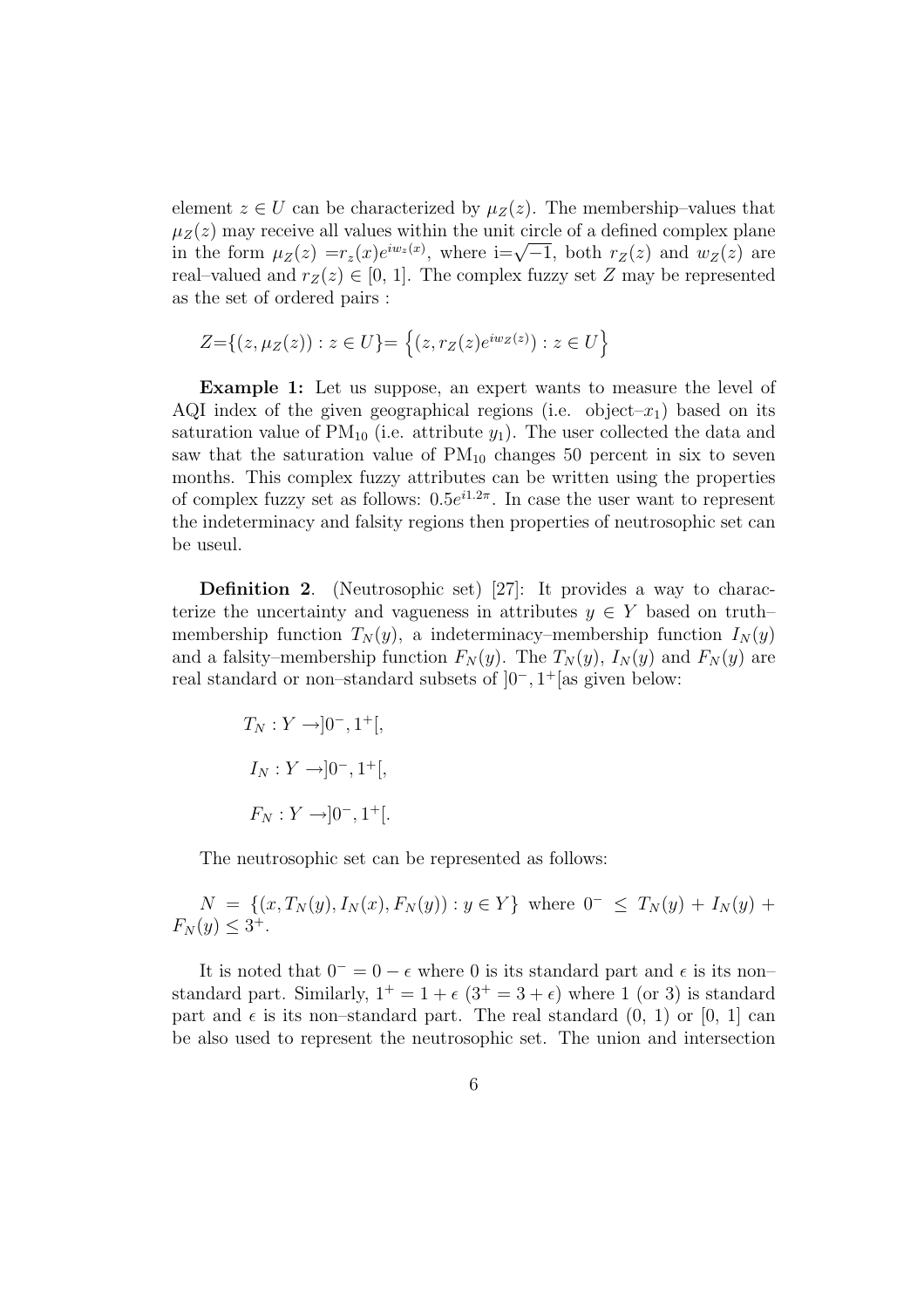element $z \in U$ can be characterized by $\mu_Z(z)$. The membership–values that $\mu_Z(z)$ may receive all values within the unit circle of a defined complex plane in the form $\mu_Z(z) = r_z(x)e^{iw_z(x)}$, where i=$\sqrt{-1}$, both $r_Z(z)$ and $w_Z(z)$ are real–valued and $r_Z(z) \in [0, 1]$. The complex fuzzy set $Z$ may be represented as the set of ordered pairs :

$$Z=\{(z, \mu_Z(z)) : z \in U\}= \left\{(z, r_Z(z)e^{iw_Z(z)}) : z \in U\right\}$$

**Example 1:** Let us suppose, an expert wants to measure the level of AQI index of the given geographical regions (i.e. object–$x_1$) based on its saturation value of $PM_{10}$ (i.e. attribute $y_1$). The user collected the data and saw that the saturation value of $PM_{10}$ changes 50 percent in six to seven months. This complex fuzzy attributes can be written using the properties of complex fuzzy set as follows: $0.5e^{i1.2\pi}$. In case the user want to represent the indeterminacy and falsity regions then properties of neutrosophic set can be useul.

**Definition 2**. (Neutrosophic set) [27]: It provides a way to characterize the uncertainty and vagueness in attributes $y \in Y$ based on truth–membership function $T_N(y)$, a indeterminacy–membership function $I_N(y)$ and a falsity–membership function $F_N(y)$. The $T_N(y)$, $I_N(y)$ and $F_N(y)$ are real standard or non–standard subsets of $]0^-, 1^+[$as given below:

$$T_N : Y \rightarrow ]0^-, 1^+[,$$

$$I_N : Y \rightarrow ]0^-, 1^+[,$$

$$F_N : Y \rightarrow ]0^-, 1^+[.$$

The neutrosophic set can be represented as follows:

$N = \{(x, T_N(y), I_N(x), F_N(y)) : y \in Y\}$ where $0^- \leq T_N(y) + I_N(y) + F_N(y) \leq 3^+$.

It is noted that $0^- = 0 - \epsilon$ where 0 is its standard part and $\epsilon$ is its non–standard part. Similarly, $1^+ = 1 + \epsilon$ ($3^+ = 3 + \epsilon$) where 1 (or 3) is standard part and $\epsilon$ is its non–standard part. The real standard (0, 1) or [0, 1] can be also used to represent the neutrosophic set. The union and intersection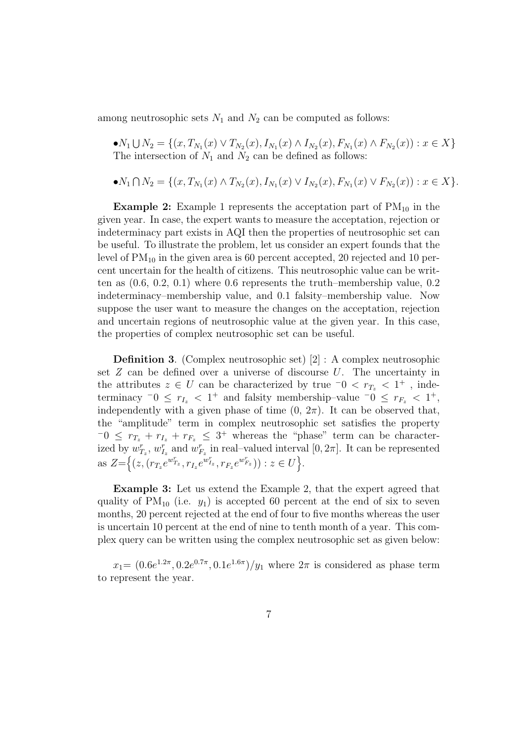among neutrosophic sets $N_1$ and $N_2$ can be computed as follows:

- $N_1 \bigcup N_2 = \{(x, T_{N_1}(x) \vee T_{N_2}(x), I_{N_1}(x) \wedge I_{N_2}(x), F_{N_1}(x) \wedge F_{N_2}(x)) : x \in X\}$
  The intersection of $N_1$ and $N_2$ can be defined as follows:

- $N_1 \bigcap N_2 = \{(x, T_{N_1}(x) \wedge T_{N_2}(x), I_{N_1}(x) \vee I_{N_2}(x), F_{N_1}(x) \vee F_{N_2}(x)) : x \in X\}$.

**Example 2:** Example 1 represents the acceptation part of $PM_{10}$ in the given year. In case, the expert wants to measure the acceptation, rejection or indeterminacy part exists in AQI then the properties of neutrosophic set can be useful. To illustrate the problem, let us consider an expert founds that the level of $PM_{10}$ in the given area is 60 percent accepted, 20 rejected and 10 percent uncertain for the health of citizens. This neutrosophic value can be written as (0.6, 0.2, 0.1) where 0.6 represents the truth–membership value, 0.2 indeterminacy–membership value, and 0.1 falsity–membership value. Now suppose the user want to measure the changes on the acceptation, rejection and uncertain regions of neutrosophic value at the given year. In this case, the properties of complex neutrosophic set can be useful.

**Definition 3**. (Complex neutrosophic set) [2] : A complex neutrosophic set $Z$ can be defined over a universe of discourse $U$. The uncertainty in the attributes $z \in U$ can be characterized by true $^-0 < r_{T_z} < 1^+$ , indeterminacy $^-0 \leq r_{I_z} < 1^+$ and falsity membership–value $^-0 \leq r_{F_z} < 1^+$, independently with a given phase of time $(0,\, 2\pi)$. It can be observed that, the "amplitude" term in complex neutrosophic set satisfies the property $^-0 \leq r_{T_z} + r_{I_z} + r_{F_z} \leq 3^+$ whereas the "phase" term can be characterized by $w^r_{T_z}$, $w^r_{I_z}$ and $w^r_{F_z}$ in real–valued interval $[0, 2\pi]$. It can be represented as $Z = \Big\{(z, (r_{T_z} e^{w^r_{T_z}}, r_{I_z} e^{w^r_{I_z}}, r_{F_z} e^{w^r_{F_z}})) : z \in U\Big\}$.

**Example 3:** Let us extend the Example 2, that the expert agreed that quality of $PM_{10}$ (i.e. $y_1$) is accepted 60 percent at the end of six to seven months, 20 percent rejected at the end of four to five months whereas the user is uncertain 10 percent at the end of nine to tenth month of a year. This complex query can be written using the complex neutrosophic set as given below:

$x_1 = (0.6e^{1.2\pi}, 0.2e^{0.7\pi}, 0.1e^{1.6\pi})/y_1$ where $2\pi$ is considered as phase term to represent the year.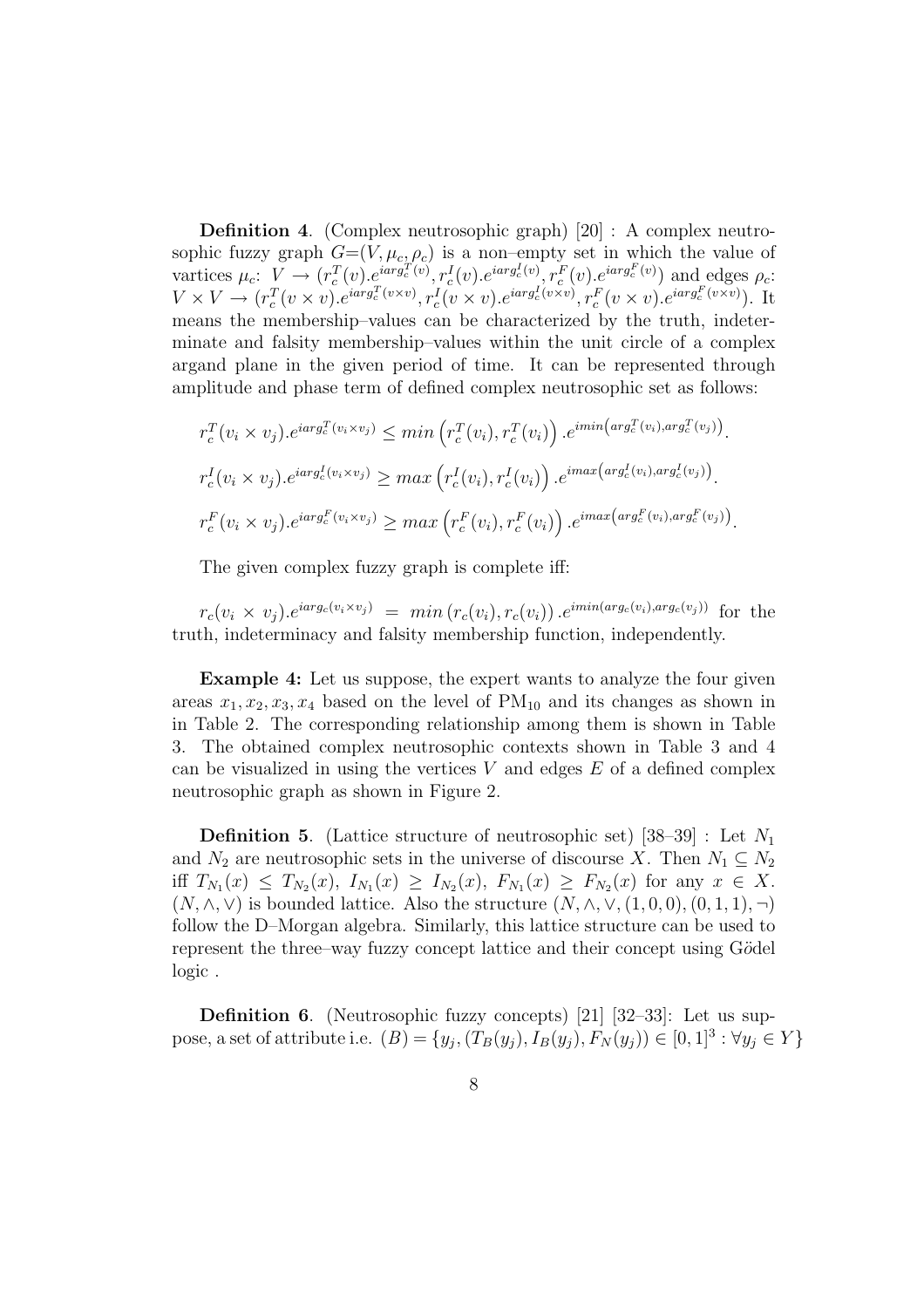**Definition 4**. (Complex neutrosophic graph) [20] : A complex neutrosophic fuzzy graph $G$=$(V, \mu_c, \rho_c)$ is a non–empty set in which the value of vartices $\mu_c$: $V \rightarrow (r_c^T(v).e^{iarg_c^T(v)}, r_c^I(v).e^{iarg_c^I(v)}, r_c^F(v).e^{iarg_c^F(v)})$ and edges $\rho_c$: $V \times V \rightarrow (r_c^T(v \times v).e^{iarg_c^T(v \times v)}, r_c^I(v \times v).e^{iarg_c^I(v \times v)}, r_c^F(v \times v).e^{iarg_c^F(v \times v)})$. It means the membership–values can be characterized by the truth, indeterminate and falsity membership–values within the unit circle of a complex argand plane in the given period of time. It can be represented through amplitude and phase term of defined complex neutrosophic set as follows:

$$r_c^T(v_i \times v_j).e^{iarg_c^T(v_i \times v_j)} \leq min\left(r_c^T(v_i), r_c^T(v_i)\right).e^{imin\left(arg_c^T(v_i), arg_c^T(v_j)\right)}.$$

$$r_c^I(v_i \times v_j).e^{iarg_c^I(v_i \times v_j)} \geq max\left(r_c^I(v_i), r_c^I(v_i)\right).e^{imax\left(arg_c^I(v_i), arg_c^I(v_j)\right)}.$$

$$r_c^F(v_i \times v_j).e^{iarg_c^F(v_i \times v_j)} \geq max\left(r_c^F(v_i), r_c^F(v_i)\right).e^{imax\left(arg_c^F(v_i), arg_c^F(v_j)\right)}.$$

The given complex fuzzy graph is complete iff:

$r_c(v_i \times v_j).e^{iarg_c(v_i \times v_j)} = min\left(r_c(v_i), r_c(v_i)\right).e^{imin(arg_c(v_i), arg_c(v_j))}$ for the truth, indeterminacy and falsity membership function, independently.

**Example 4:** Let us suppose, the expert wants to analyze the four given areas $x_1, x_2, x_3, x_4$ based on the level of $PM_{10}$ and its changes as shown in in Table 2. The corresponding relationship among them is shown in Table 3. The obtained complex neutrosophic contexts shown in Table 3 and 4 can be visualized in using the vertices $V$ and edges $E$ of a defined complex neutrosophic graph as shown in Figure 2.

**Definition 5**. (Lattice structure of neutrosophic set) [38–39] : Let $N_1$ and $N_2$ are neutrosophic sets in the universe of discourse $X$. Then $N_1 \subseteq N_2$ iff $T_{N_1}(x) \leq T_{N_2}(x)$, $I_{N_1}(x) \geq I_{N_2}(x)$, $F_{N_1}(x) \geq F_{N_2}(x)$ for any $x \in X$. $(N, \wedge, \vee)$ is bounded lattice. Also the structure $(N, \wedge, \vee, (1, 0, 0), (0, 1, 1), \neg)$ follow the D–Morgan algebra. Similarly, this lattice structure can be used to represent the three–way fuzzy concept lattice and their concept using Gödel logic .

**Definition 6**. (Neutrosophic fuzzy concepts) [21] [32–33]: Let us suppose, a set of attribute i.e. $(B) = \{y_j, (T_B(y_j), I_B(y_j), F_N(y_j)) \in [0, 1]^3 : \forall y_j \in Y\}$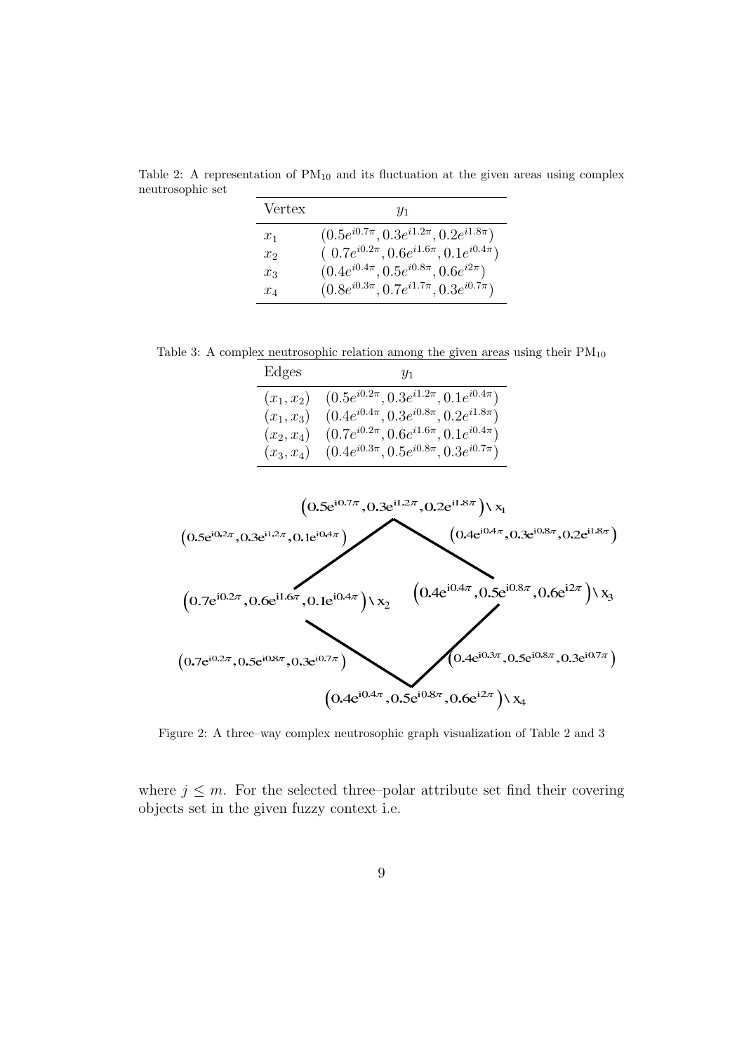Table 2: A representation of $PM_{10}$ and its fluctuation at the given areas using complex neutrosophic set

| Vertex | $y_1$ |
|---|---|
| $x_1$ | $(0.5e^{i0.7\pi}, 0.3e^{i1.2\pi}, 0.2e^{i1.8\pi})$ |
| $x_2$ | $(0.7e^{i0.2\pi}, 0.6e^{i1.6\pi}, 0.1e^{i0.4\pi})$ |
| $x_3$ | $(0.4e^{i0.4\pi}, 0.5e^{i0.8\pi}, 0.6e^{i2\pi})$ |
| $x_4$ | $(0.8e^{i0.3\pi}, 0.7e^{i1.7\pi}, 0.3e^{i0.7\pi})$ |

Table 3: A complex neutrosophic relation among the given areas using their $PM_{10}$

| Edges | $y_1$ |
|---|---|
| $(x_1, x_2)$ | $(0.5e^{i0.2\pi}, 0.3e^{i1.2\pi}, 0.1e^{i0.4\pi})$ |
| $(x_1, x_3)$ | $(0.4e^{i0.4\pi}, 0.3e^{i0.8\pi}, 0.2e^{i1.8\pi})$ |
| $(x_2, x_4)$ | $(0.7e^{i0.2\pi}, 0.6e^{i1.6\pi}, 0.1e^{i0.4\pi})$ |
| $(x_3, x_4)$ | $(0.4e^{i0.3\pi}, 0.5e^{i0.8\pi}, 0.3e^{i0.7\pi})$ |

Figure 2: A three–way complex neutrosophic graph visualization of Table 2 and 3

where $j \leq m$. For the selected three–polar attribute set find their covering objects set in the given fuzzy context i.e.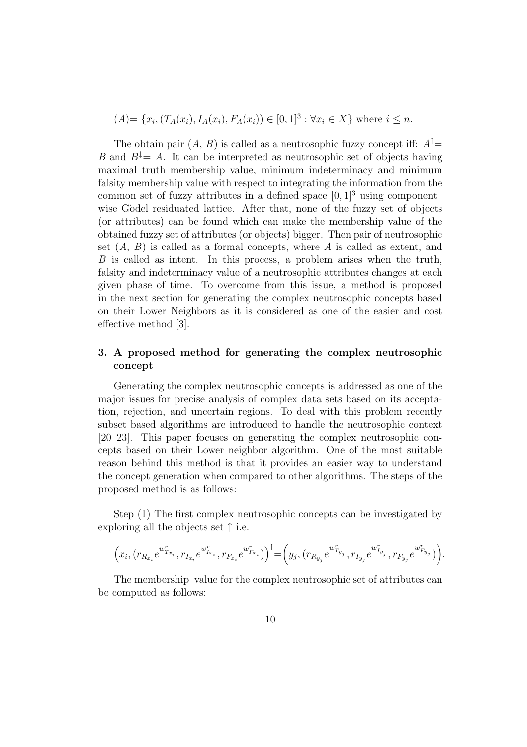$(A)= \{x_i, (T_A(x_i), I_A(x_i), F_A(x_i)) \in [0,1]^3 : \forall x_i \in X\}$ where $i \leq n$.

The obtain pair $(A,\ B)$ is called as a neutrosophic fuzzy concept iff: $A^{\uparrow}= B$ and $B^{\downarrow}= A$. It can be interpreted as neutrosophic set of objects having maximal truth membership value, minimum indeterminacy and minimum falsity membership value with respect to integrating the information from the common set of fuzzy attributes in a defined space $[0,1]^3$ using component–wise Gödel residuated lattice. After that, none of the fuzzy set of objects (or attributes) can be found which can make the membership value of the obtained fuzzy set of attributes (or objects) bigger. Then pair of neutrosophic set $(A,\ B)$ is called as a formal concepts, where $A$ is called as extent, and $B$ is called as intent. In this process, a problem arises when the truth, falsity and indeterminacy value of a neutrosophic attributes changes at each given phase of time. To overcome from this issue, a method is proposed in the next section for generating the complex neutrosophic concepts based on their Lower Neighbors as it is considered as one of the easier and cost effective method [3].

## 3. A proposed method for generating the complex neutrosophic concept

Generating the complex neutrosophic concepts is addressed as one of the major issues for precise analysis of complex data sets based on its acceptation, rejection, and uncertain regions. To deal with this problem recently subset based algorithms are introduced to handle the neutrosophic context [20–23]. This paper focuses on generating the complex neutrosophic concepts based on their Lower neighbor algorithm. One of the most suitable reason behind this method is that it provides an easier way to understand the concept generation when compared to other algorithms. The steps of the proposed method is as follows:

Step (1) The first complex neutrosophic concepts can be investigated by exploring all the objects set $\uparrow$ i.e.

$$\Big(x_i, (r_{R_{x_i}} e^{w^r_{T_{x_i}}}, r_{I_{x_i}} e^{w^r_{I_{x_i}}}, r_{F_{x_i}} e^{w^r_{F_{x_i}}})\Big)^{\uparrow} = \Big(y_j, (r_{R_{y_j}} e^{w^r_{T_{y_j}}}, r_{I_{y_j}} e^{w^r_{I_{y_j}}}, r_{F_{y_j}} e^{w^r_{F_{y_j}}})\Big).$$

The membership–value for the complex neutrosophic set of attributes can be computed as follows: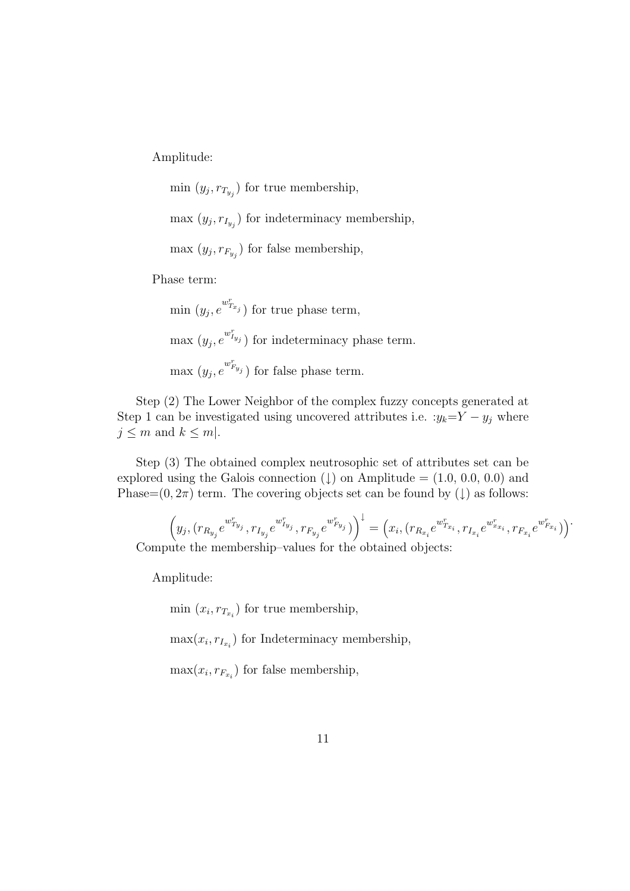Amplitude:

min $(y_j, r_{T_{y_j}})$ for true membership,

max $(y_j, r_{I_{y_j}})$ for indeterminacy membership,

max $(y_j, r_{F_{y_j}})$ for false membership,

Phase term:

min $(y_j, e^{w^r_{T_{x_j}}})$ for true phase term,

max $(y_j, e^{w^r_{I_{y_j}}})$ for indeterminacy phase term.

max $(y_j, e^{w^r_{F_{y_j}}})$ for false phase term.

Step (2) The Lower Neighbor of the complex fuzzy concepts generated at Step 1 can be investigated using uncovered attributes i.e. :$y_k$=$Y - y_j$ where $j \leq m$ and $k \leq m$|.

Step (3) The obtained complex neutrosophic set of attributes set can be explored using the Galois connection ($\downarrow$) on Amplitude = (1.0, 0.0, 0.0) and Phase=$(0, 2\pi)$ term. The covering objects set can be found by ($\downarrow$) as follows:

$$\left(y_j, (r_{R_{y_j}} e^{w^r_{T_{y_j}}}, r_{I_{y_j}} e^{w^r_{I_{y_j}}}, r_{F_{y_j}} e^{w^r_{F_{y_j}}})\right)^{\downarrow} = \left(x_i, (r_{R_{x_i}} e^{w^r_{T_{x_i}}}, r_{I_{x_i}} e^{w^r_{x_{x_i}}}, r_{F_{x_i}} e^{w^r_{F_{x_i}}})\right).$$

Compute the membership–values for the obtained objects:

Amplitude:

min $(x_i, r_{T_{x_i}})$ for true membership,

$\max(x_i, r_{I_{x_i}})$ for Indeterminacy membership,

$\max(x_i, r_{F_{x_i}})$ for false membership,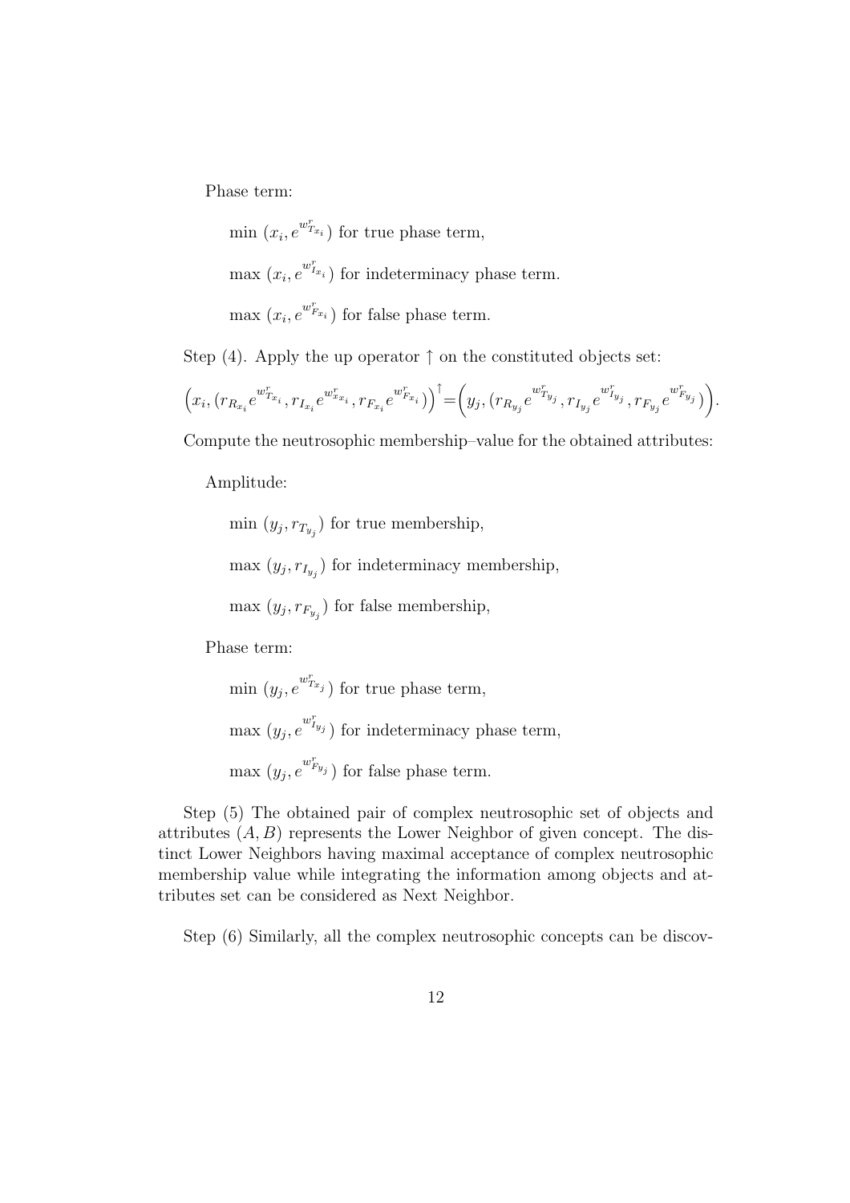Phase term:

min $(x_i, e^{w^r_{T_{x_i}}})$ for true phase term,

max $(x_i, e^{w^r_{I_{x_i}}})$ for indeterminacy phase term.

max $(x_i, e^{w^r_{F_{x_i}}})$ for false phase term.

Step (4). Apply the up operator $\uparrow$ on the constituted objects set:

$$\Big(x_i, (r_{R_{x_i}} e^{w^r_{T_{x_i}}}, r_{I_{x_i}} e^{w^r_{x_{x_i}}}, r_{F_{x_i}} e^{w^r_{F_{x_i}}})\Big)^{\uparrow} = \Big(y_j, (r_{R_{y_j}} e^{w^r_{T_{y_j}}}, r_{I_{y_j}} e^{w^r_{I_{y_j}}}, r_{F_{y_j}} e^{w^r_{F_{y_j}}})\Big).$$

Compute the neutrosophic membership–value for the obtained attributes:

Amplitude:

min $(y_j, r_{T_{y_j}})$ for true membership,

max $(y_j, r_{I_{y_j}})$ for indeterminacy membership,

max $(y_j, r_{F_{y_j}})$ for false membership,

Phase term:

min $(y_j, e^{w^r_{T_{x_j}}})$ for true phase term,

max $(y_j, e^{w^r_{I_{y_j}}})$ for indeterminacy phase term,

max $(y_j, e^{w^r_{F_{y_j}}})$ for false phase term.

Step (5) The obtained pair of complex neutrosophic set of objects and attributes $(A, B)$ represents the Lower Neighbor of given concept. The distinct Lower Neighbors having maximal acceptance of complex neutrosophic membership value while integrating the information among objects and attributes set can be considered as Next Neighbor.

Step (6) Similarly, all the complex neutrosophic concepts can be discov-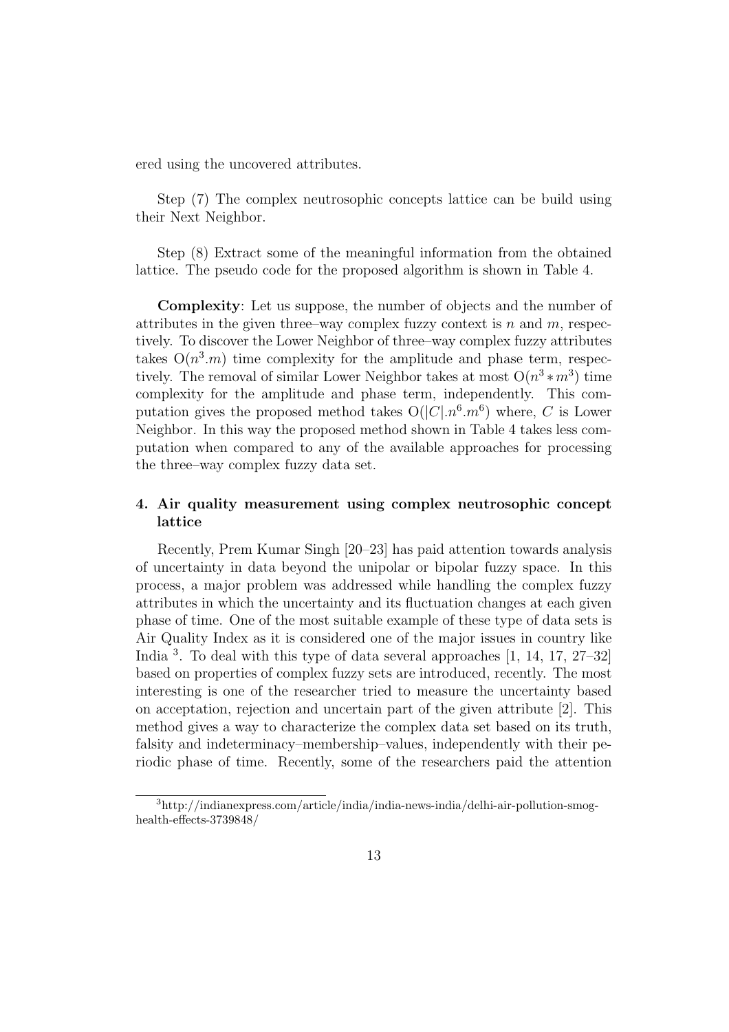ered using the uncovered attributes.

Step (7) The complex neutrosophic concepts lattice can be build using their Next Neighbor.

Step (8) Extract some of the meaningful information from the obtained lattice. The pseudo code for the proposed algorithm is shown in Table 4.

**Complexity**: Let us suppose, the number of objects and the number of attributes in the given three–way complex fuzzy context is $n$ and $m$, respectively. To discover the Lower Neighbor of three–way complex fuzzy attributes takes $O(n^3.m)$ time complexity for the amplitude and phase term, respectively. The removal of similar Lower Neighbor takes at most $O(n^3 * m^3)$ time complexity for the amplitude and phase term, independently. This computation gives the proposed method takes $O(|C|.n^6.m^6)$ where, $C$ is Lower Neighbor. In this way the proposed method shown in Table 4 takes less computation when compared to any of the available approaches for processing the three–way complex fuzzy data set.

## 4. Air quality measurement using complex neutrosophic concept lattice

Recently, Prem Kumar Singh [20–23] has paid attention towards analysis of uncertainty in data beyond the unipolar or bipolar fuzzy space. In this process, a major problem was addressed while handling the complex fuzzy attributes in which the uncertainty and its fluctuation changes at each given phase of time. One of the most suitable example of these type of data sets is Air Quality Index as it is considered one of the major issues in country like India [3]. To deal with this type of data several approaches [1, 14, 17, 27–32] based on properties of complex fuzzy sets are introduced, recently. The most interesting is one of the researcher tried to measure the uncertainty based on acceptation, rejection and uncertain part of the given attribute [2]. This method gives a way to characterize the complex data set based on its truth, falsity and indeterminacy–membership–values, independently with their periodic phase of time. Recently, some of the researchers paid the attention

[3] http://indianexpress.com/article/india/india-news-india/delhi-air-pollution-smog-health-effects-3739848/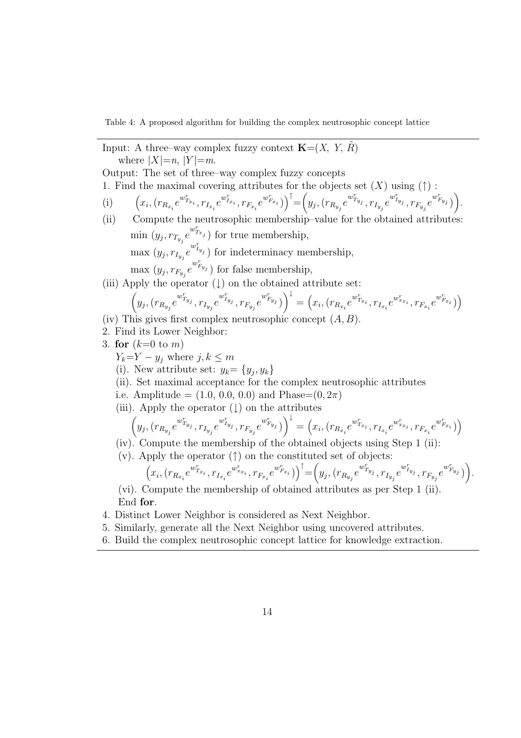Table 4: A proposed algorithm for building the complex neutrosophic concept lattice

Input: A three–way complex fuzzy context $\mathbf{K}$=($X$, $Y$, $\tilde{R}$)
    where $|X|$=$n$, $|Y|$=$m$.

Output: The set of three–way complex fuzzy concepts

1. Find the maximal covering attributes for the objects set ($X$) using ($\uparrow$) :

(i) $\quad \Big(x_i, (r_{R_{x_i}} e^{w^r_{T_{x_i}}}, r_{I_{x_i}} e^{w^r_{I_{x_i}}}, r_{F_{x_i}} e^{w^r_{F_{x_i}}})\Big)^{\uparrow} = \Big(y_j, (r_{R_{y_j}} e^{w^r_{T_{y_j}}}, r_{I_{y_j}} e^{w^r_{I_{y_j}}}, r_{F_{y_j}} e^{w^r_{F_{y_j}}})\Big)$.

(ii) Compute the neutrosophic membership–value for the obtained attributes:
  min $(y_j, r_{T_{y_j}} e^{w^r_{T_{x_j}}})$ for true membership,
  max $(y_j, r_{I_{y_j}} e^{w^r_{I_{y_j}}})$ for indeterminacy membership,
  max $(y_j, r_{F_{y_j}} e^{w^r_{F_{y_j}}})$ for false membership,

(iii) Apply the operator ($\downarrow$) on the obtained attribute set:

$$\Big(y_j, (r_{R_{y_j}} e^{w^r_{T_{y_j}}}, r_{I_{y_j}} e^{w^r_{I_{y_j}}}, r_{F_{y_j}} e^{w^r_{F_{y_j}}})\Big)^{\downarrow} = \Big(x_i, (r_{R_{x_i}} e^{w^r_{T_{x_i}}}, r_{I_{x_i}} e^{w^r_{x_{x_i}}}, r_{F_{x_i}} e^{w^r_{F_{x_i}}})\Big)$$

(iv) This gives first complex neutrosophic concept $(A, B)$.

2. Find its Lower Neighbor:

3. **for** ($k$=0 to $m$)
  $Y_k$=$Y - y_j$ where $j, k \leq m$
  (i). New attribute set: $y_k$= $\{y_j, y_k\}$
  (ii). Set maximal acceptance for the complex neutrosophic attributes
  i.e. Amplitude = (1.0, 0.0, 0.0) and Phase=$(0, 2\pi)$
  (iii). Apply the operator ($\downarrow$) on the attributes

$$\Big(y_j, (r_{R_{y_j}} e^{w^r_{T_{y_j}}}, r_{I_{y_j}} e^{w^r_{I_{y_j}}}, r_{F_{y_j}} e^{w^r_{F_{y_j}}})\Big)^{\downarrow} = \Big(x_i, (r_{R_{x_i}} e^{w^r_{T_{x_i}}}, r_{I_{x_i}} e^{w^r_{x_{x_i}}}, r_{F_{x_i}} e^{w^r_{F_{x_i}}})\Big)$$

  (iv). Compute the membership of the obtained objects using Step 1 (ii):
  (v). Apply the operator ($\uparrow$) on the constituted set of objects:

$$\Big(x_i, (r_{R_{x_i}} e^{w^r_{T_{x_i}}}, r_{I_{x_i}} e^{w^r_{x_{x_i}}}, r_{F_{x_i}} e^{w^r_{F_{x_i}}})\Big)^{\uparrow} = \Big(y_j, (r_{R_{y_j}} e^{w^r_{T_{y_j}}}, r_{I_{y_j}} e^{w^r_{I_{y_j}}}, r_{F_{y_j}} e^{w^r_{F_{y_j}}})\Big).$$

  (vi). Compute the membership of obtained attributes as per Step 1 (ii).
  End **for**.

4. Distinct Lower Neighbor is considered as Next Neighbor.
5. Similarly, generate all the Next Neighbor using uncovered attributes.
6. Build the complex neutrosophic concept lattice for knowledge extraction.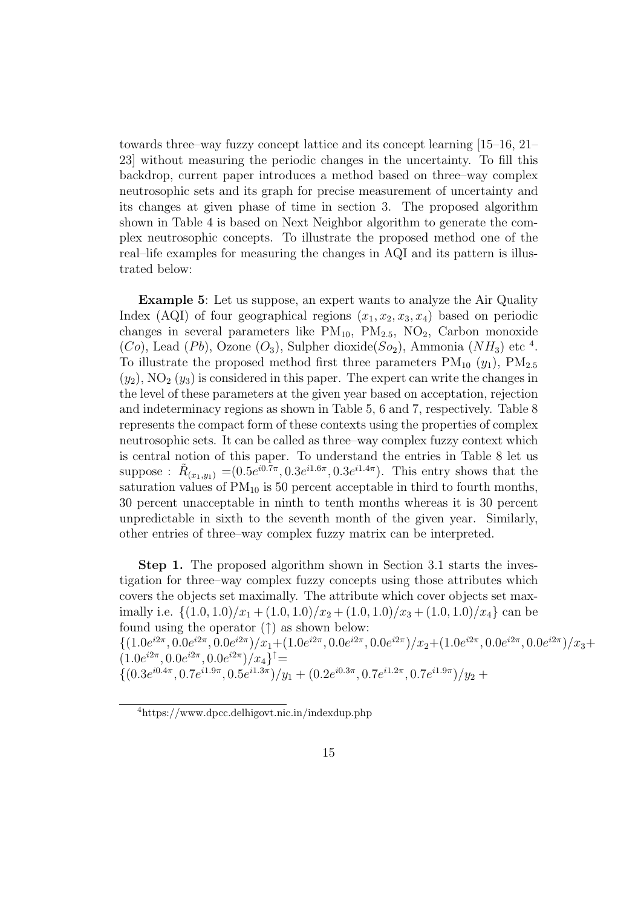towards three–way fuzzy concept lattice and its concept learning [15–16, 21–23] without measuring the periodic changes in the uncertainty. To fill this backdrop, current paper introduces a method based on three–way complex neutrosophic sets and its graph for precise measurement of uncertainty and its changes at given phase of time in section 3. The proposed algorithm shown in Table 4 is based on Next Neighbor algorithm to generate the complex neutrosophic concepts. To illustrate the proposed method one of the real–life examples for measuring the changes in AQI and its pattern is illustrated below:

**Example 5**: Let us suppose, an expert wants to analyze the Air Quality Index (AQI) of four geographical regions $(x_1, x_2, x_3, x_4)$ based on periodic changes in several parameters like $\mathrm{PM}_{10}$, $\mathrm{PM}_{2.5}$, $\mathrm{NO}_2$, Carbon monoxide $(Co)$, Lead $(Pb)$, Ozone $(O_3)$, Sulpher dioxide$(So_2)$, Ammonia $(NH_3)$ etc [4]. To illustrate the proposed method first three parameters $\mathrm{PM}_{10}$ $(y_1)$, $\mathrm{PM}_{2.5}$ $(y_2)$, $\mathrm{NO}_2$ $(y_3)$ is considered in this paper. The expert can write the changes in the level of these parameters at the given year based on acceptation, rejection and indeterminacy regions as shown in Table 5, 6 and 7, respectively. Table 8 represents the compact form of these contexts using the properties of complex neutrosophic sets. It can be called as three–way complex fuzzy context which is central notion of this paper. To understand the entries in Table 8 let us suppose : $\tilde{R}_{(x_1,y_1)}$ $=(0.5e^{i0.7\pi}, 0.3e^{i1.6\pi}, 0.3e^{i1.4\pi})$. This entry shows that the saturation values of $\mathrm{PM}_{10}$ is 50 percent acceptable in third to fourth months, 30 percent unacceptable in ninth to tenth months whereas it is 30 percent unpredictable in sixth to the seventh month of the given year. Similarly, other entries of three–way complex fuzzy matrix can be interpreted.

**Step 1.** The proposed algorithm shown in Section 3.1 starts the investigation for three–way complex fuzzy concepts using those attributes which covers the objects set maximally. The attribute which cover objects set maximally i.e. $\{(1.0, 1.0)/x_1 + (1.0, 1.0)/x_2 + (1.0, 1.0)/x_3 + (1.0, 1.0)/x_4\}$ can be found using the operator $(\uparrow)$ as shown below:

$\{(1.0e^{i2\pi}, 0.0e^{i2\pi}, 0.0e^{i2\pi})/x_1+(1.0e^{i2\pi}, 0.0e^{i2\pi}, 0.0e^{i2\pi})/x_2+(1.0e^{i2\pi}, 0.0e^{i2\pi}, 0.0e^{i2\pi})/x_3+(1.0e^{i2\pi}, 0.0e^{i2\pi}, 0.0e^{i2\pi})/x_4\}^{\uparrow}=$

$\{(0.3e^{i0.4\pi}, 0.7e^{i1.9\pi}, 0.5e^{i1.3\pi})/y_1 + (0.2e^{i0.3\pi}, 0.7e^{i1.2\pi}, 0.7e^{i1.9\pi})/y_2 +$

[4] https://www.dpcc.delhigovt.nic.in/indexdup.php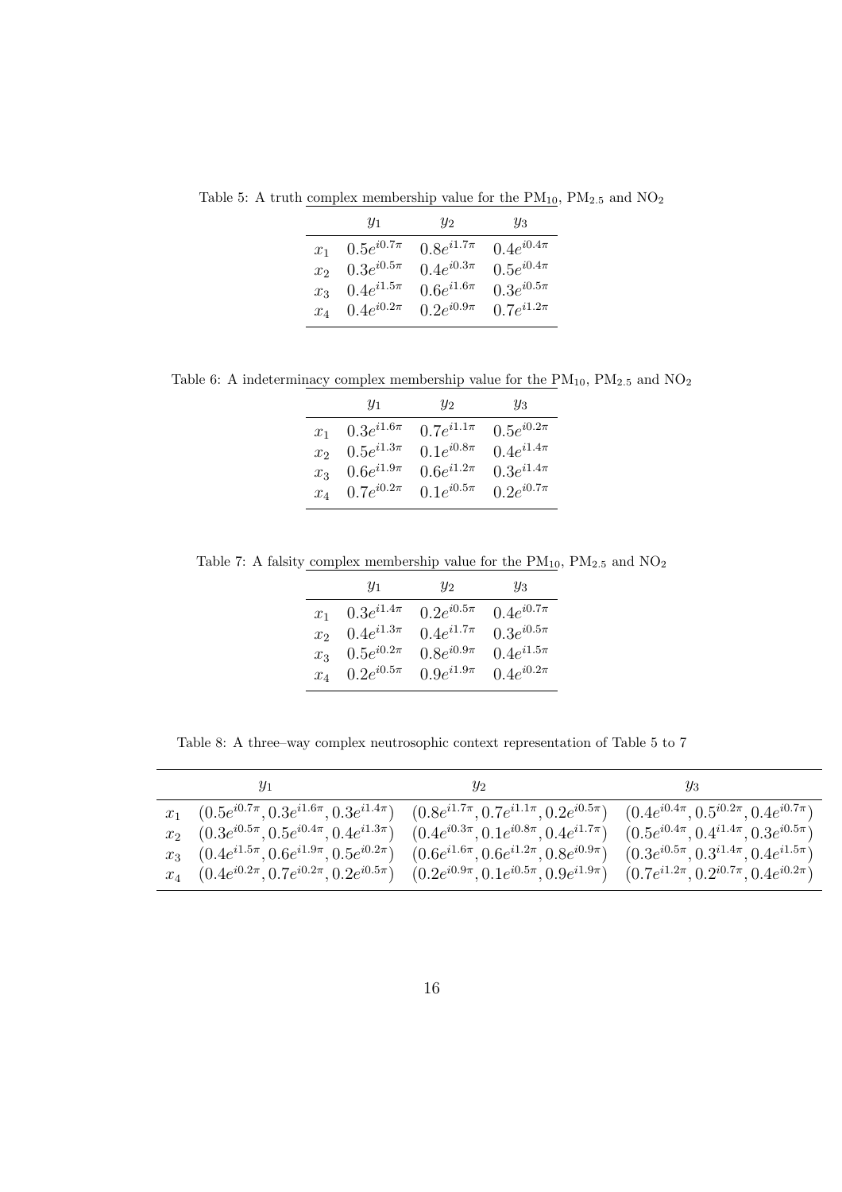Table 5: A truth complex membership value for the $PM_{10}$, $PM_{2.5}$ and $NO_2$

|  | $y_1$ | $y_2$ | $y_3$ |
|---|---|---|---|
| $x_1$ | $0.5e^{i0.7\pi}$ | $0.8e^{i1.7\pi}$ | $0.4e^{i0.4\pi}$ |
| $x_2$ | $0.3e^{i0.5\pi}$ | $0.4e^{i0.3\pi}$ | $0.5e^{i0.4\pi}$ |
| $x_3$ | $0.4e^{i1.5\pi}$ | $0.6e^{i1.6\pi}$ | $0.3e^{i0.5\pi}$ |
| $x_4$ | $0.4e^{i0.2\pi}$ | $0.2e^{i0.9\pi}$ | $0.7e^{i1.2\pi}$ |

Table 6: A indeterminacy complex membership value for the $PM_{10}$, $PM_{2.5}$ and $NO_2$

|  | $y_1$ | $y_2$ | $y_3$ |
|---|---|---|---|
| $x_1$ | $0.3e^{i1.6\pi}$ | $0.7e^{i1.1\pi}$ | $0.5e^{i0.2\pi}$ |
| $x_2$ | $0.5e^{i1.3\pi}$ | $0.1e^{i0.8\pi}$ | $0.4e^{i1.4\pi}$ |
| $x_3$ | $0.6e^{i1.9\pi}$ | $0.6e^{i1.2\pi}$ | $0.3e^{i1.4\pi}$ |
| $x_4$ | $0.7e^{i0.2\pi}$ | $0.1e^{i0.5\pi}$ | $0.2e^{i0.7\pi}$ |

Table 7: A falsity complex membership value for the $PM_{10}$, $PM_{2.5}$ and $NO_2$

|  | $y_1$ | $y_2$ | $y_3$ |
|---|---|---|---|
| $x_1$ | $0.3e^{i1.4\pi}$ | $0.2e^{i0.5\pi}$ | $0.4e^{i0.7\pi}$ |
| $x_2$ | $0.4e^{i1.3\pi}$ | $0.4e^{i1.7\pi}$ | $0.3e^{i0.5\pi}$ |
| $x_3$ | $0.5e^{i0.2\pi}$ | $0.8e^{i0.9\pi}$ | $0.4e^{i1.5\pi}$ |
| $x_4$ | $0.2e^{i0.5\pi}$ | $0.9e^{i1.9\pi}$ | $0.4e^{i0.2\pi}$ |

Table 8: A three–way complex neutrosophic context representation of Table 5 to 7

|  | $y_1$ | $y_2$ | $y_3$ |
|---|---|---|---|
| $x_1$ | $(0.5e^{i0.7\pi}, 0.3e^{i1.6\pi}, 0.3e^{i1.4\pi})$ | $(0.8e^{i1.7\pi}, 0.7e^{i1.1\pi}, 0.2e^{i0.5\pi})$ | $(0.4e^{i0.4\pi}, 0.5^{i0.2\pi}, 0.4e^{i0.7\pi})$ |
| $x_2$ | $(0.3e^{i0.5\pi}, 0.5e^{i0.4\pi}, 0.4e^{i1.3\pi})$ | $(0.4e^{i0.3\pi}, 0.1e^{i0.8\pi}, 0.4e^{i1.7\pi})$ | $(0.5e^{i0.4\pi}, 0.4^{i1.4\pi}, 0.3e^{i0.5\pi})$ |
| $x_3$ | $(0.4e^{i1.5\pi}, 0.6e^{i1.9\pi}, 0.5e^{i0.2\pi})$ | $(0.6e^{i1.6\pi}, 0.6e^{i1.2\pi}, 0.8e^{i0.9\pi})$ | $(0.3e^{i0.5\pi}, 0.3^{i1.4\pi}, 0.4e^{i1.5\pi})$ |
| $x_4$ | $(0.4e^{i0.2\pi}, 0.7e^{i0.2\pi}, 0.2e^{i0.5\pi})$ | $(0.2e^{i0.9\pi}, 0.1e^{i0.5\pi}, 0.9e^{i1.9\pi})$ | $(0.7e^{i1.2\pi}, 0.2^{i0.7\pi}, 0.4e^{i0.2\pi})$ |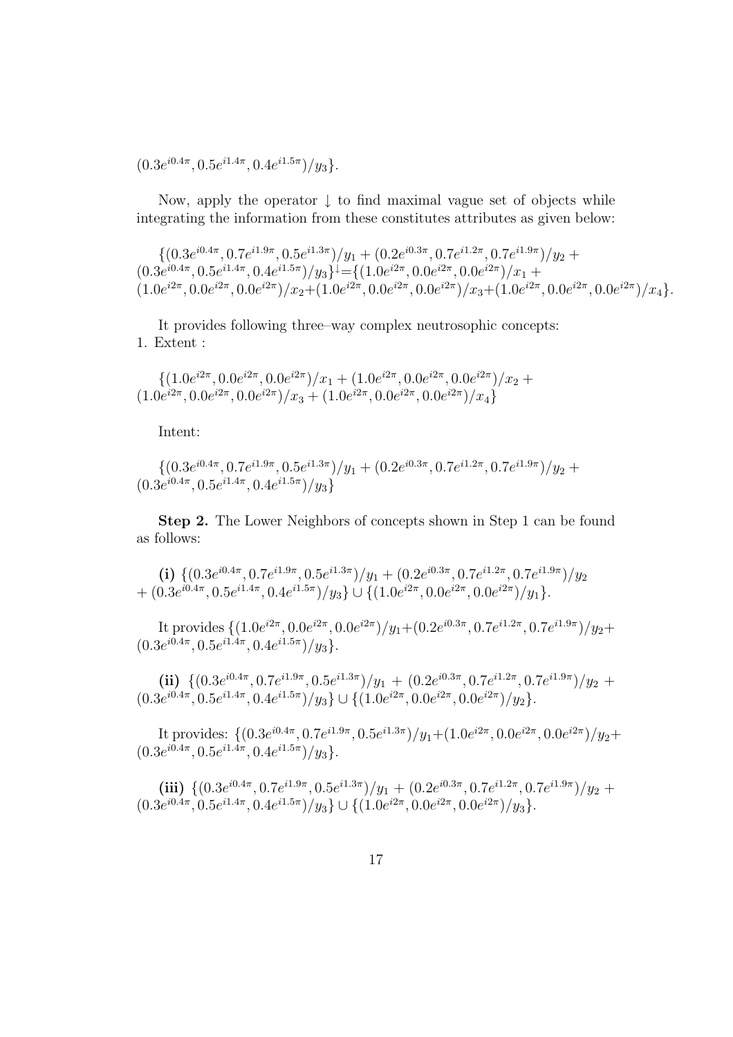$(0.3e^{i0.4\pi}, 0.5e^{i1.4\pi}, 0.4e^{i1.5\pi})/y_3\}$.

Now, apply the operator $\downarrow$ to find maximal vague set of objects while integrating the information from these constitutes attributes as given below:

$\{(0.3e^{i0.4\pi}, 0.7e^{i1.9\pi}, 0.5e^{i1.3\pi})/y_1 + (0.2e^{i0.3\pi}, 0.7e^{i1.2\pi}, 0.7e^{i1.9\pi})/y_2 + (0.3e^{i0.4\pi}, 0.5e^{i1.4\pi}, 0.4e^{i1.5\pi})/y_3\}^{\downarrow}$=$\{(1.0e^{i2\pi}, 0.0e^{i2\pi}, 0.0e^{i2\pi})/x_1 + (1.0e^{i2\pi}, 0.0e^{i2\pi}, 0.0e^{i2\pi})/x_2$+$(1.0e^{i2\pi}, 0.0e^{i2\pi}, 0.0e^{i2\pi})/x_3$+$(1.0e^{i2\pi}, 0.0e^{i2\pi}, 0.0e^{i2\pi})/x_4\}$.

It provides following three–way complex neutrosophic concepts:
1. Extent :

$\{(1.0e^{i2\pi}, 0.0e^{i2\pi}, 0.0e^{i2\pi})/x_1 + (1.0e^{i2\pi}, 0.0e^{i2\pi}, 0.0e^{i2\pi})/x_2 + (1.0e^{i2\pi}, 0.0e^{i2\pi}, 0.0e^{i2\pi})/x_3 + (1.0e^{i2\pi}, 0.0e^{i2\pi}, 0.0e^{i2\pi})/x_4\}$

Intent:

$\{(0.3e^{i0.4\pi}, 0.7e^{i1.9\pi}, 0.5e^{i1.3\pi})/y_1 + (0.2e^{i0.3\pi}, 0.7e^{i1.2\pi}, 0.7e^{i1.9\pi})/y_2 + (0.3e^{i0.4\pi}, 0.5e^{i1.4\pi}, 0.4e^{i1.5\pi})/y_3\}$

**Step 2.** The Lower Neighbors of concepts shown in Step 1 can be found as follows:

**(i)** $\{(0.3e^{i0.4\pi}, 0.7e^{i1.9\pi}, 0.5e^{i1.3\pi})/y_1 + (0.2e^{i0.3\pi}, 0.7e^{i1.2\pi}, 0.7e^{i1.9\pi})/y_2 + (0.3e^{i0.4\pi}, 0.5e^{i1.4\pi}, 0.4e^{i1.5\pi})/y_3\} \cup \{(1.0e^{i2\pi}, 0.0e^{i2\pi}, 0.0e^{i2\pi})/y_1\}$.

It provides $\{(1.0e^{i2\pi}, 0.0e^{i2\pi}, 0.0e^{i2\pi})/y_1$+$(0.2e^{i0.3\pi}, 0.7e^{i1.2\pi}, 0.7e^{i1.9\pi})/y_2$+$(0.3e^{i0.4\pi}, 0.5e^{i1.4\pi}, 0.4e^{i1.5\pi})/y_3\}$.

**(ii)** $\{(0.3e^{i0.4\pi}, 0.7e^{i1.9\pi}, 0.5e^{i1.3\pi})/y_1 + (0.2e^{i0.3\pi}, 0.7e^{i1.2\pi}, 0.7e^{i1.9\pi})/y_2 + (0.3e^{i0.4\pi}, 0.5e^{i1.4\pi}, 0.4e^{i1.5\pi})/y_3\} \cup \{(1.0e^{i2\pi}, 0.0e^{i2\pi}, 0.0e^{i2\pi})/y_2\}$.

It provides: $\{(0.3e^{i0.4\pi}, 0.7e^{i1.9\pi}, 0.5e^{i1.3\pi})/y_1$+$(1.0e^{i2\pi}, 0.0e^{i2\pi}, 0.0e^{i2\pi})/y_2$+$(0.3e^{i0.4\pi}, 0.5e^{i1.4\pi}, 0.4e^{i1.5\pi})/y_3\}$.

**(iii)** $\{(0.3e^{i0.4\pi}, 0.7e^{i1.9\pi}, 0.5e^{i1.3\pi})/y_1 + (0.2e^{i0.3\pi}, 0.7e^{i1.2\pi}, 0.7e^{i1.9\pi})/y_2 + (0.3e^{i0.4\pi}, 0.5e^{i1.4\pi}, 0.4e^{i1.5\pi})/y_3\} \cup \{(1.0e^{i2\pi}, 0.0e^{i2\pi}, 0.0e^{i2\pi})/y_3\}$.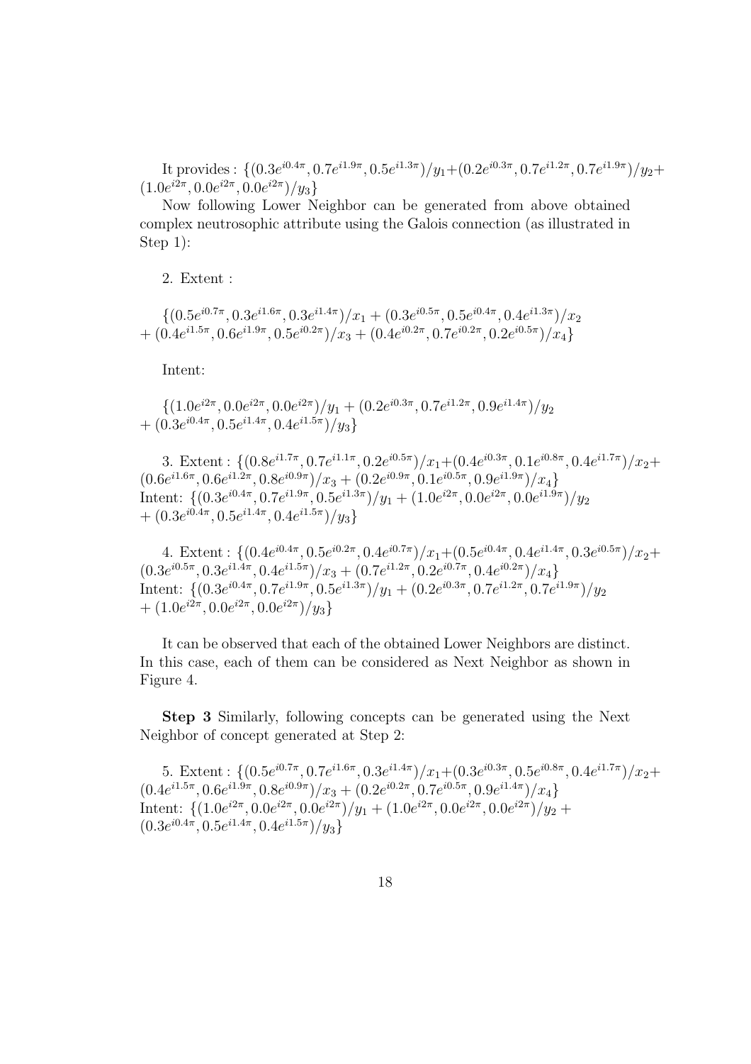It provides : $\{(0.3e^{i0.4\pi}, 0.7e^{i1.9\pi}, 0.5e^{i1.3\pi})/y_1 + (0.2e^{i0.3\pi}, 0.7e^{i1.2\pi}, 0.7e^{i1.9\pi})/y_2 + (1.0e^{i2\pi}, 0.0e^{i2\pi}, 0.0e^{i2\pi})/y_3\}$

Now following Lower Neighbor can be generated from above obtained complex neutrosophic attribute using the Galois connection (as illustrated in Step 1):

2. Extent :

$$\{(0.5e^{i0.7\pi}, 0.3e^{i1.6\pi}, 0.3e^{i1.4\pi})/x_1 + (0.3e^{i0.5\pi}, 0.5e^{i0.4\pi}, 0.4e^{i1.3\pi})/x_2 + (0.4e^{i1.5\pi}, 0.6e^{i1.9\pi}, 0.5e^{i0.2\pi})/x_3 + (0.4e^{i0.2\pi}, 0.7e^{i0.2\pi}, 0.2e^{i0.5\pi})/x_4\}$$

Intent:

$$\{(1.0e^{i2\pi}, 0.0e^{i2\pi}, 0.0e^{i2\pi})/y_1 + (0.2e^{i0.3\pi}, 0.7e^{i1.2\pi}, 0.9e^{i1.4\pi})/y_2 + (0.3e^{i0.4\pi}, 0.5e^{i1.4\pi}, 0.4e^{i1.5\pi})/y_3\}$$

3. Extent : $\{(0.8e^{i1.7\pi}, 0.7e^{i1.1\pi}, 0.2e^{i0.5\pi})/x_1 + (0.4e^{i0.3\pi}, 0.1e^{i0.8\pi}, 0.4e^{i1.7\pi})/x_2 + (0.6e^{i1.6\pi}, 0.6e^{i1.2\pi}, 0.8e^{i0.9\pi})/x_3 + (0.2e^{i0.9\pi}, 0.1e^{i0.5\pi}, 0.9e^{i1.9\pi})/x_4\}$
Intent: $\{(0.3e^{i0.4\pi}, 0.7e^{i1.9\pi}, 0.5e^{i1.3\pi})/y_1 + (1.0e^{i2\pi}, 0.0e^{i2\pi}, 0.0e^{i1.9\pi})/y_2 + (0.3e^{i0.4\pi}, 0.5e^{i1.4\pi}, 0.4e^{i1.5\pi})/y_3\}$

4. Extent : $\{(0.4e^{i0.4\pi}, 0.5e^{i0.2\pi}, 0.4e^{i0.7\pi})/x_1 + (0.5e^{i0.4\pi}, 0.4e^{i1.4\pi}, 0.3e^{i0.5\pi})/x_2 + (0.3e^{i0.5\pi}, 0.3e^{i1.4\pi}, 0.4e^{i1.5\pi})/x_3 + (0.7e^{i1.2\pi}, 0.2e^{i0.7\pi}, 0.4e^{i0.2\pi})/x_4\}$
Intent: $\{(0.3e^{i0.4\pi}, 0.7e^{i1.9\pi}, 0.5e^{i1.3\pi})/y_1 + (0.2e^{i0.3\pi}, 0.7e^{i1.2\pi}, 0.7e^{i1.9\pi})/y_2 + (1.0e^{i2\pi}, 0.0e^{i2\pi}, 0.0e^{i2\pi})/y_3\}$

It can be observed that each of the obtained Lower Neighbors are distinct. In this case, each of them can be considered as Next Neighbor as shown in Figure 4.

**Step 3** Similarly, following concepts can be generated using the Next Neighbor of concept generated at Step 2:

5. Extent : $\{(0.5e^{i0.7\pi}, 0.7e^{i1.6\pi}, 0.3e^{i1.4\pi})/x_1 + (0.3e^{i0.3\pi}, 0.5e^{i0.8\pi}, 0.4e^{i1.7\pi})/x_2 + (0.4e^{i1.5\pi}, 0.6e^{i1.9\pi}, 0.8e^{i0.9\pi})/x_3 + (0.2e^{i0.2\pi}, 0.7e^{i0.5\pi}, 0.9e^{i1.4\pi})/x_4\}$
Intent: $\{(1.0e^{i2\pi}, 0.0e^{i2\pi}, 0.0e^{i2\pi})/y_1 + (1.0e^{i2\pi}, 0.0e^{i2\pi}, 0.0e^{i2\pi})/y_2 + (0.3e^{i0.4\pi}, 0.5e^{i1.4\pi}, 0.4e^{i1.5\pi})/y_3\}$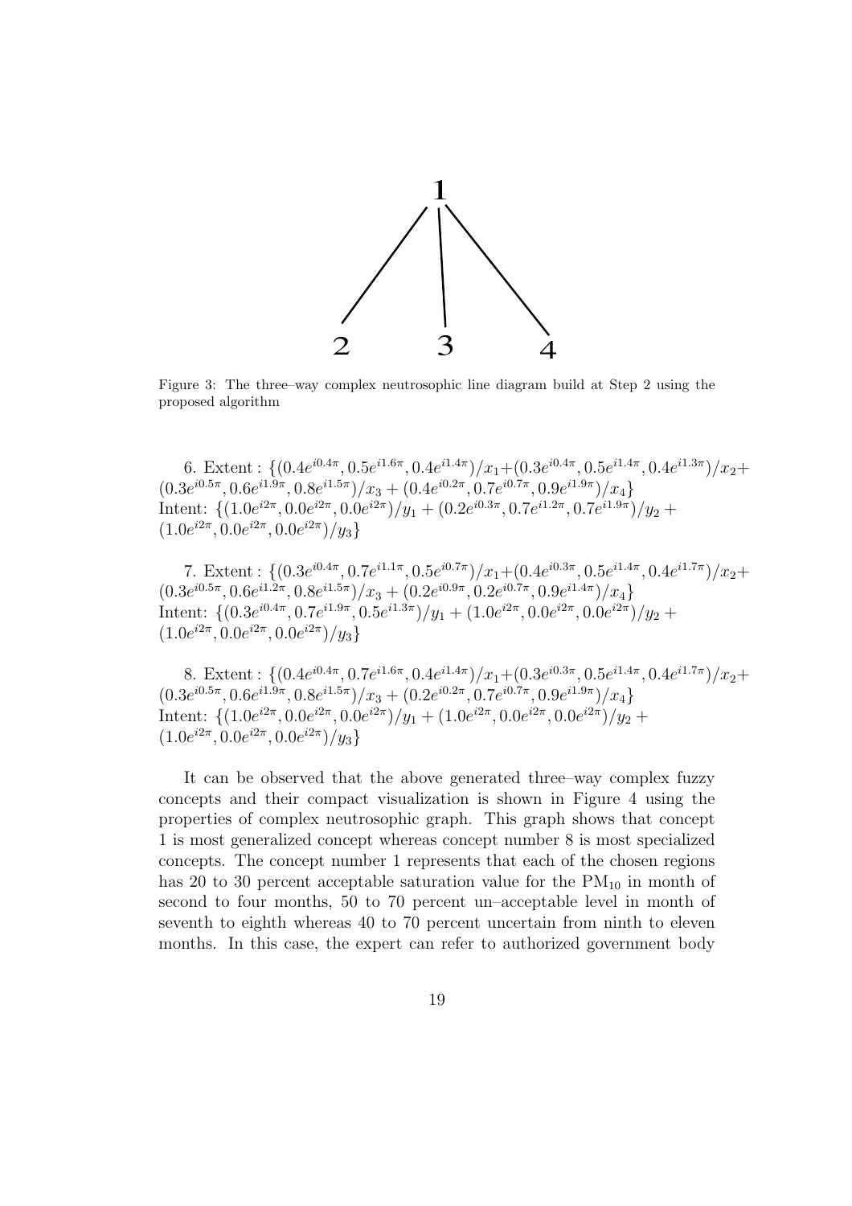Figure 3: The three–way complex neutrosophic line diagram build at Step 2 using the proposed algorithm

6. Extent : $\{(0.4e^{i0.4\pi}, 0.5e^{i1.6\pi}, 0.4e^{i1.4\pi})/x_1 + (0.3e^{i0.4\pi}, 0.5e^{i1.4\pi}, 0.4e^{i1.3\pi})/x_2 + (0.3e^{i0.5\pi}, 0.6e^{i1.9\pi}, 0.8e^{i1.5\pi})/x_3 + (0.4e^{i0.2\pi}, 0.7e^{i0.7\pi}, 0.9e^{i1.9\pi})/x_4\}$
Intent: $\{(1.0e^{i2\pi}, 0.0e^{i2\pi}, 0.0e^{i2\pi})/y_1 + (0.2e^{i0.3\pi}, 0.7e^{i1.2\pi}, 0.7e^{i1.9\pi})/y_2 + (1.0e^{i2\pi}, 0.0e^{i2\pi}, 0.0e^{i2\pi})/y_3\}$

7. Extent : $\{(0.3e^{i0.4\pi}, 0.7e^{i1.1\pi}, 0.5e^{i0.7\pi})/x_1 + (0.4e^{i0.3\pi}, 0.5e^{i1.4\pi}, 0.4e^{i1.7\pi})/x_2 + (0.3e^{i0.5\pi}, 0.6e^{i1.2\pi}, 0.8e^{i1.5\pi})/x_3 + (0.2e^{i0.9\pi}, 0.2e^{i0.7\pi}, 0.9e^{i1.4\pi})/x_4\}$
Intent: $\{(0.3e^{i0.4\pi}, 0.7e^{i1.9\pi}, 0.5e^{i1.3\pi})/y_1 + (1.0e^{i2\pi}, 0.0e^{i2\pi}, 0.0e^{i2\pi})/y_2 + (1.0e^{i2\pi}, 0.0e^{i2\pi}, 0.0e^{i2\pi})/y_3\}$

8. Extent : $\{(0.4e^{i0.4\pi}, 0.7e^{i1.6\pi}, 0.4e^{i1.4\pi})/x_1 + (0.3e^{i0.3\pi}, 0.5e^{i1.4\pi}, 0.4e^{i1.7\pi})/x_2 + (0.3e^{i0.5\pi}, 0.6e^{i1.9\pi}, 0.8e^{i1.5\pi})/x_3 + (0.2e^{i0.2\pi}, 0.7e^{i0.7\pi}, 0.9e^{i1.9\pi})/x_4\}$
Intent: $\{(1.0e^{i2\pi}, 0.0e^{i2\pi}, 0.0e^{i2\pi})/y_1 + (1.0e^{i2\pi}, 0.0e^{i2\pi}, 0.0e^{i2\pi})/y_2 + (1.0e^{i2\pi}, 0.0e^{i2\pi}, 0.0e^{i2\pi})/y_3\}$

It can be observed that the above generated three–way complex fuzzy concepts and their compact visualization is shown in Figure 4 using the properties of complex neutrosophic graph. This graph shows that concept 1 is most generalized concept whereas concept number 8 is most specialized concepts. The concept number 1 represents that each of the chosen regions has 20 to 30 percent acceptable saturation value for the $PM_{10}$ in month of second to four months, 50 to 70 percent un–acceptable level in month of seventh to eighth whereas 40 to 70 percent uncertain from ninth to eleven months. In this case, the expert can refer to authorized government body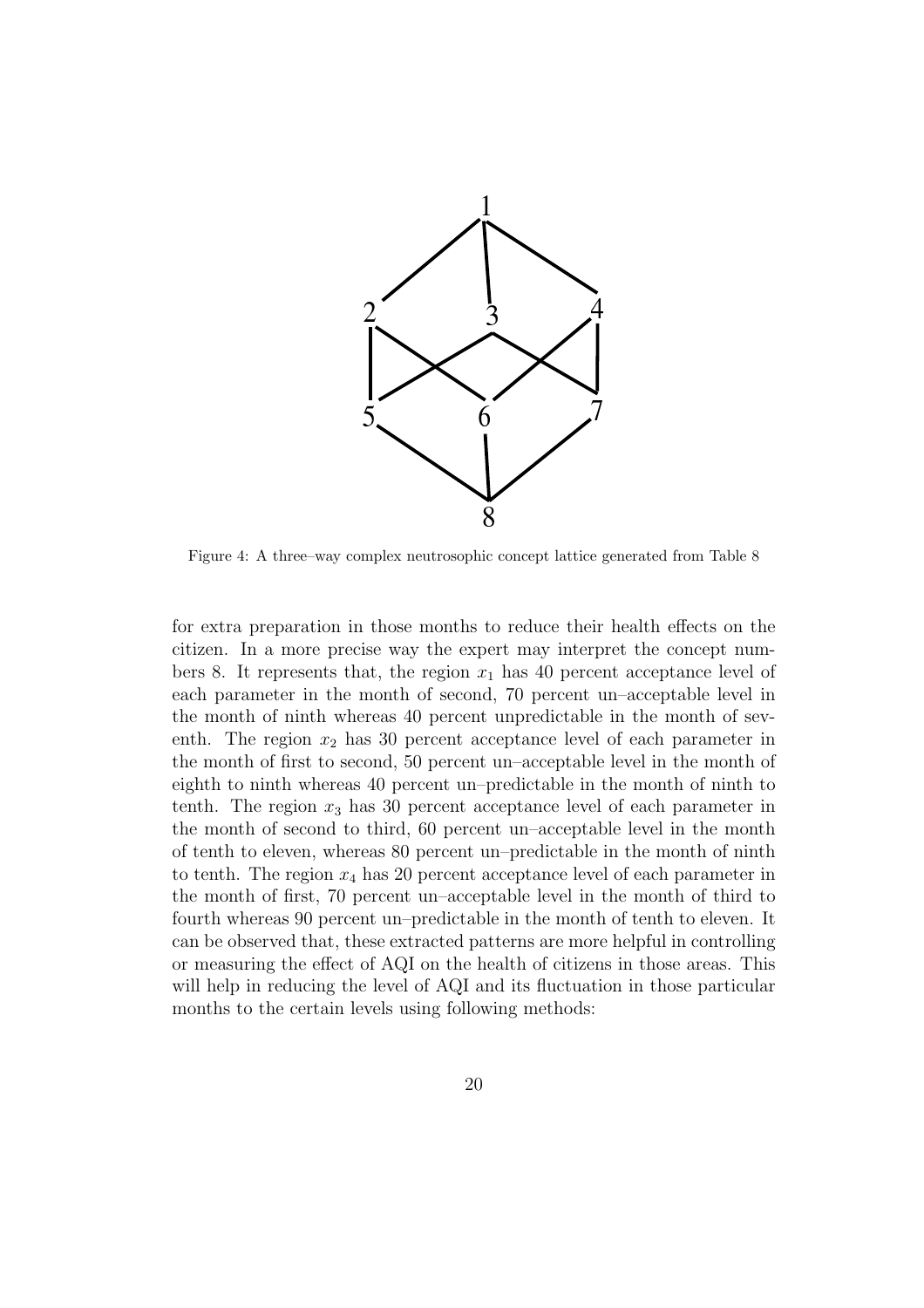Figure 4: A three–way complex neutrosophic concept lattice generated from Table 8

for extra preparation in those months to reduce their health effects on the citizen. In a more precise way the expert may interpret the concept numbers 8. It represents that, the region $x_1$ has 40 percent acceptance level of each parameter in the month of second, 70 percent un–acceptable level in the month of ninth whereas 40 percent unpredictable in the month of seventh. The region $x_2$ has 30 percent acceptance level of each parameter in the month of first to second, 50 percent un–acceptable level in the month of eighth to ninth whereas 40 percent un–predictable in the month of ninth to tenth. The region $x_3$ has 30 percent acceptance level of each parameter in the month of second to third, 60 percent un–acceptable level in the month of tenth to eleven, whereas 80 percent un–predictable in the month of ninth to tenth. The region $x_4$ has 20 percent acceptance level of each parameter in the month of first, 70 percent un–acceptable level in the month of third to fourth whereas 90 percent un–predictable in the month of tenth to eleven. It can be observed that, these extracted patterns are more helpful in controlling or measuring the effect of AQI on the health of citizens in those areas. This will help in reducing the level of AQI and its fluctuation in those particular months to the certain levels using following methods: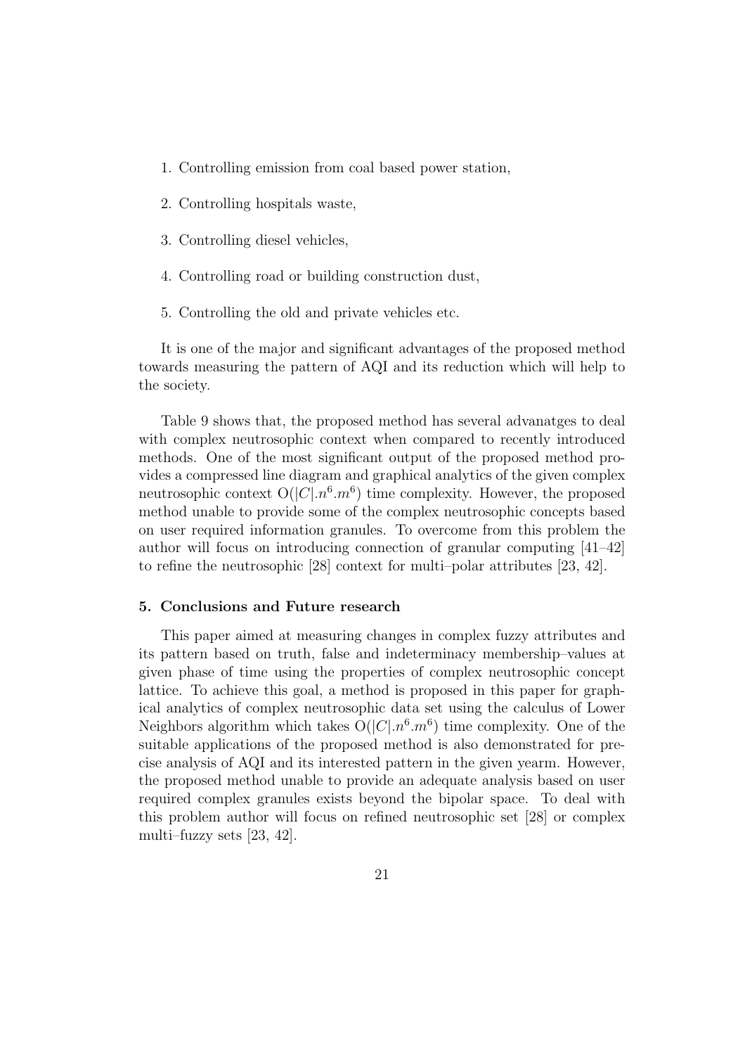1. Controlling emission from coal based power station,
2. Controlling hospitals waste,
3. Controlling diesel vehicles,
4. Controlling road or building construction dust,
5. Controlling the old and private vehicles etc.

It is one of the major and significant advantages of the proposed method towards measuring the pattern of AQI and its reduction which will help to the society.

Table 9 shows that, the proposed method has several advanatges to deal with complex neutrosophic context when compared to recently introduced methods. One of the most significant output of the proposed method provides a compressed line diagram and graphical analytics of the given complex neutrosophic context $O(|C|.n^6.m^6)$ time complexity. However, the proposed method unable to provide some of the complex neutrosophic concepts based on user required information granules. To overcome from this problem the author will focus on introducing connection of granular computing [41–42] to refine the neutrosophic [28] context for multi–polar attributes [23, 42].

### 5. Conclusions and Future research

This paper aimed at measuring changes in complex fuzzy attributes and its pattern based on truth, false and indeterminacy membership–values at given phase of time using the properties of complex neutrosophic concept lattice. To achieve this goal, a method is proposed in this paper for graphical analytics of complex neutrosophic data set using the calculus of Lower Neighbors algorithm which takes $O(|C|.n^6.m^6)$ time complexity. One of the suitable applications of the proposed method is also demonstrated for precise analysis of AQI and its interested pattern in the given yearm. However, the proposed method unable to provide an adequate analysis based on user required complex granules exists beyond the bipolar space. To deal with this problem author will focus on refined neutrosophic set [28] or complex multi–fuzzy sets [23, 42].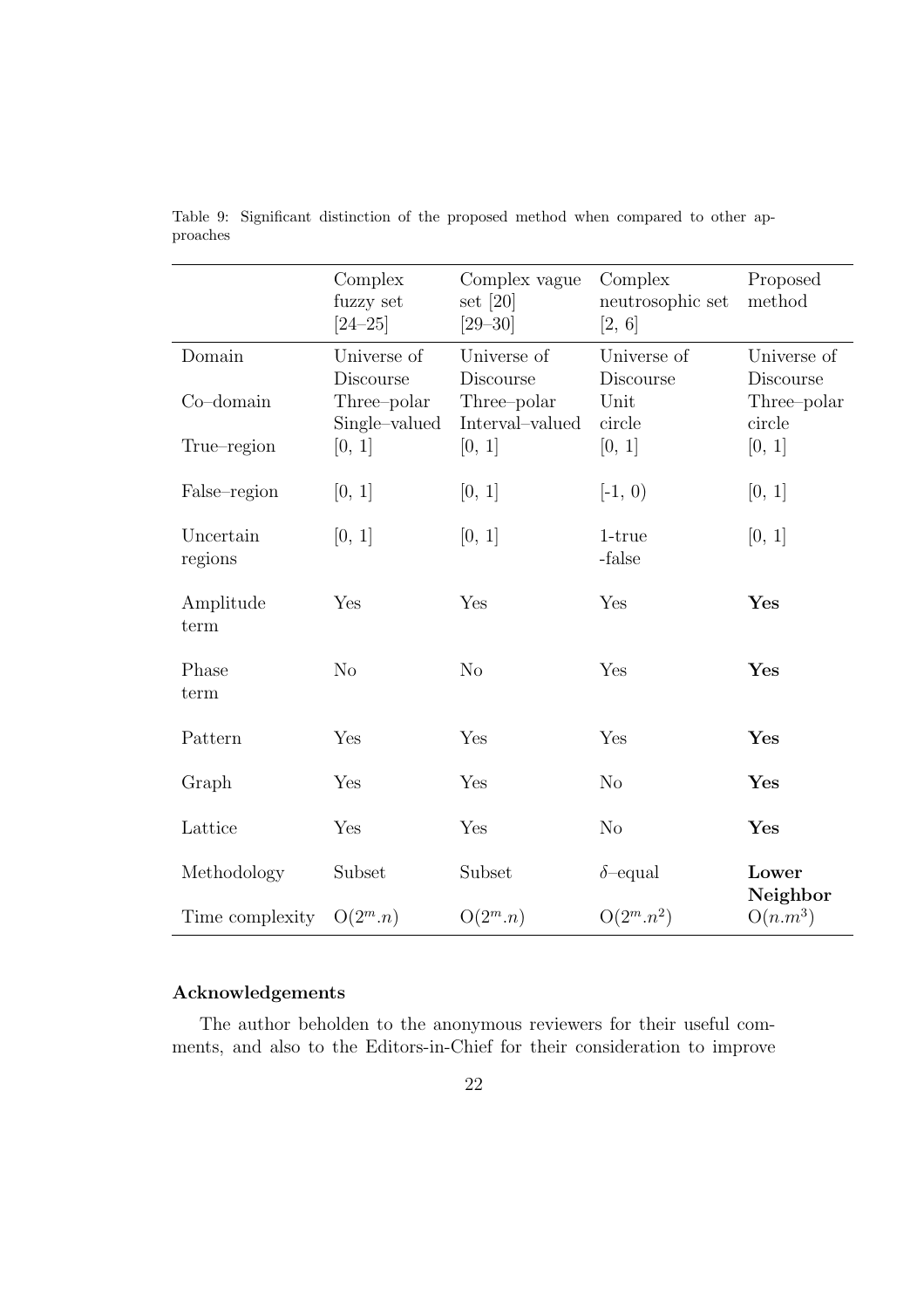Table 9: Significant distinction of the proposed method when compared to other approaches

| | Complex fuzzy set [24–25] | Complex vague set [20] [29–30] | Complex neutrosophic set [2, 6] | Proposed method |
|---|---|---|---|---|
| Domain | Universe of Discourse | Universe of Discourse | Universe of Discourse | Universe of Discourse |
| Co–domain | Three–polar Single–valued | Three–polar Interval–valued | Unit circle | Three–polar circle |
| True–region | [0, 1] | [0, 1] | [0, 1] | [0, 1] |
| False–region | [0, 1] | [0, 1] | [-1, 0) | [0, 1] |
| Uncertain regions | [0, 1] | [0, 1] | 1-true -false | [0, 1] |
| Amplitude term | Yes | Yes | Yes | **Yes** |
| Phase term | No | No | Yes | **Yes** |
| Pattern | Yes | Yes | Yes | **Yes** |
| Graph | Yes | Yes | No | **Yes** |
| Lattice | Yes | Yes | No | **Yes** |
| Methodology | Subset | Subset | $\delta$–equal | **Lower Neighbor** |
| Time complexity | $O(2^m.n)$ | $O(2^m.n)$ | $O(2^m.n^2)$ | $O(n.m^3)$ |

### Acknowledgements

The author beholden to the anonymous reviewers for their useful comments, and also to the Editors-in-Chief for their consideration to improve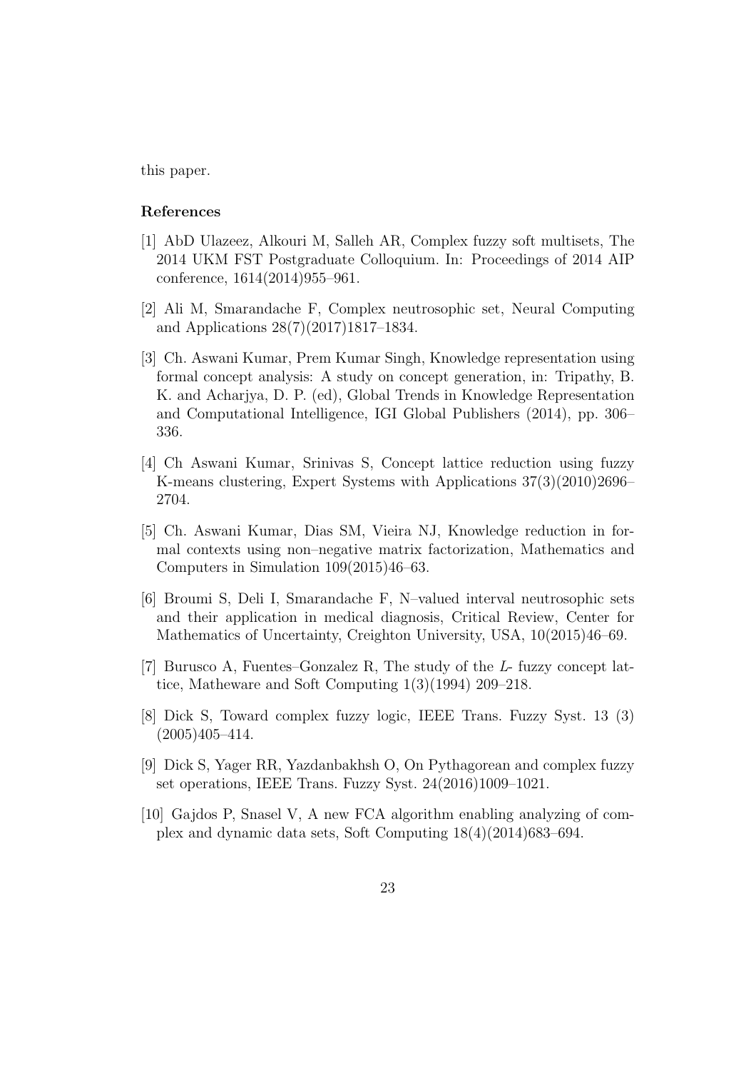this paper.

## References

[1] AbD Ulazeez, Alkouri M, Salleh AR, Complex fuzzy soft multisets, The 2014 UKM FST Postgraduate Colloquium. In: Proceedings of 2014 AIP conference, 1614(2014)955–961.

[2] Ali M, Smarandache F, Complex neutrosophic set, Neural Computing and Applications 28(7)(2017)1817–1834.

[3] Ch. Aswani Kumar, Prem Kumar Singh, Knowledge representation using formal concept analysis: A study on concept generation, in: Tripathy, B. K. and Acharjya, D. P. (ed), Global Trends in Knowledge Representation and Computational Intelligence, IGI Global Publishers (2014), pp. 306–336.

[4] Ch Aswani Kumar, Srinivas S, Concept lattice reduction using fuzzy K-means clustering, Expert Systems with Applications 37(3)(2010)2696–2704.

[5] Ch. Aswani Kumar, Dias SM, Vieira NJ, Knowledge reduction in formal contexts using non–negative matrix factorization, Mathematics and Computers in Simulation 109(2015)46–63.

[6] Broumi S, Deli I, Smarandache F, N–valued interval neutrosophic sets and their application in medical diagnosis, Critical Review, Center for Mathematics of Uncertainty, Creighton University, USA, 10(2015)46–69.

[7] Burusco A, Fuentes–Gonzalez R, The study of the *L*- fuzzy concept lattice, Matheware and Soft Computing 1(3)(1994) 209–218.

[8] Dick S, Toward complex fuzzy logic, IEEE Trans. Fuzzy Syst. 13 (3) (2005)405–414.

[9] Dick S, Yager RR, Yazdanbakhsh O, On Pythagorean and complex fuzzy set operations, IEEE Trans. Fuzzy Syst. 24(2016)1009–1021.

[10] Gajdos P, Snasel V, A new FCA algorithm enabling analyzing of complex and dynamic data sets, Soft Computing 18(4)(2014)683–694.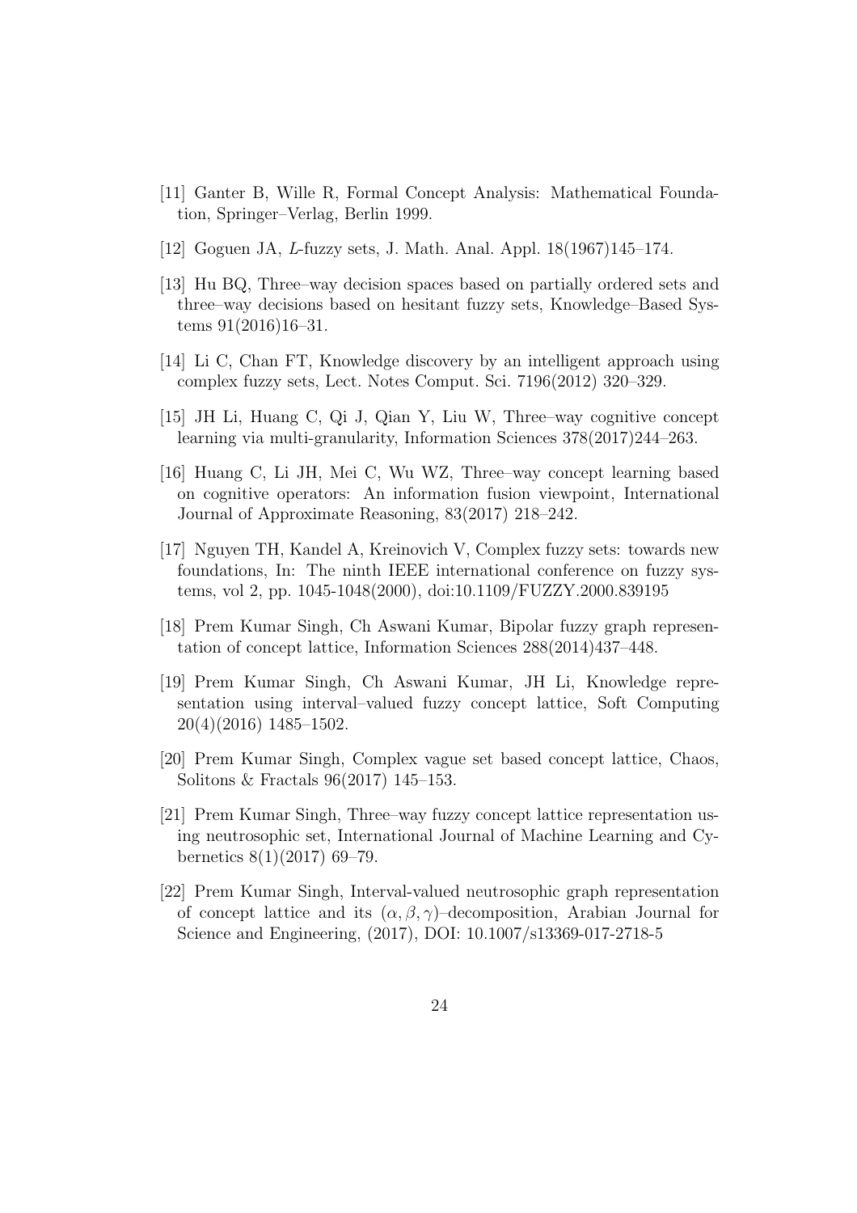[11] Ganter B, Wille R, Formal Concept Analysis: Mathematical Foundation, Springer–Verlag, Berlin 1999.

[12] Goguen JA, *L*-fuzzy sets, J. Math. Anal. Appl. 18(1967)145–174.

[13] Hu BQ, Three–way decision spaces based on partially ordered sets and three–way decisions based on hesitant fuzzy sets, Knowledge–Based Systems 91(2016)16–31.

[14] Li C, Chan FT, Knowledge discovery by an intelligent approach using complex fuzzy sets, Lect. Notes Comput. Sci. 7196(2012) 320–329.

[15] JH Li, Huang C, Qi J, Qian Y, Liu W, Three–way cognitive concept learning via multi-granularity, Information Sciences 378(2017)244–263.

[16] Huang C, Li JH, Mei C, Wu WZ, Three–way concept learning based on cognitive operators: An information fusion viewpoint, International Journal of Approximate Reasoning, 83(2017) 218–242.

[17] Nguyen TH, Kandel A, Kreinovich V, Complex fuzzy sets: towards new foundations, In: The ninth IEEE international conference on fuzzy systems, vol 2, pp. 1045-1048(2000), doi:10.1109/FUZZY.2000.839195

[18] Prem Kumar Singh, Ch Aswani Kumar, Bipolar fuzzy graph representation of concept lattice, Information Sciences 288(2014)437–448.

[19] Prem Kumar Singh, Ch Aswani Kumar, JH Li, Knowledge representation using interval–valued fuzzy concept lattice, Soft Computing 20(4)(2016) 1485–1502.

[20] Prem Kumar Singh, Complex vague set based concept lattice, Chaos, Solitons & Fractals 96(2017) 145–153.

[21] Prem Kumar Singh, Three–way fuzzy concept lattice representation using neutrosophic set, International Journal of Machine Learning and Cybernetics 8(1)(2017) 69–79.

[22] Prem Kumar Singh, Interval-valued neutrosophic graph representation of concept lattice and its $(\alpha, \beta, \gamma)$–decomposition, Arabian Journal for Science and Engineering, (2017), DOI: 10.1007/s13369-017-2718-5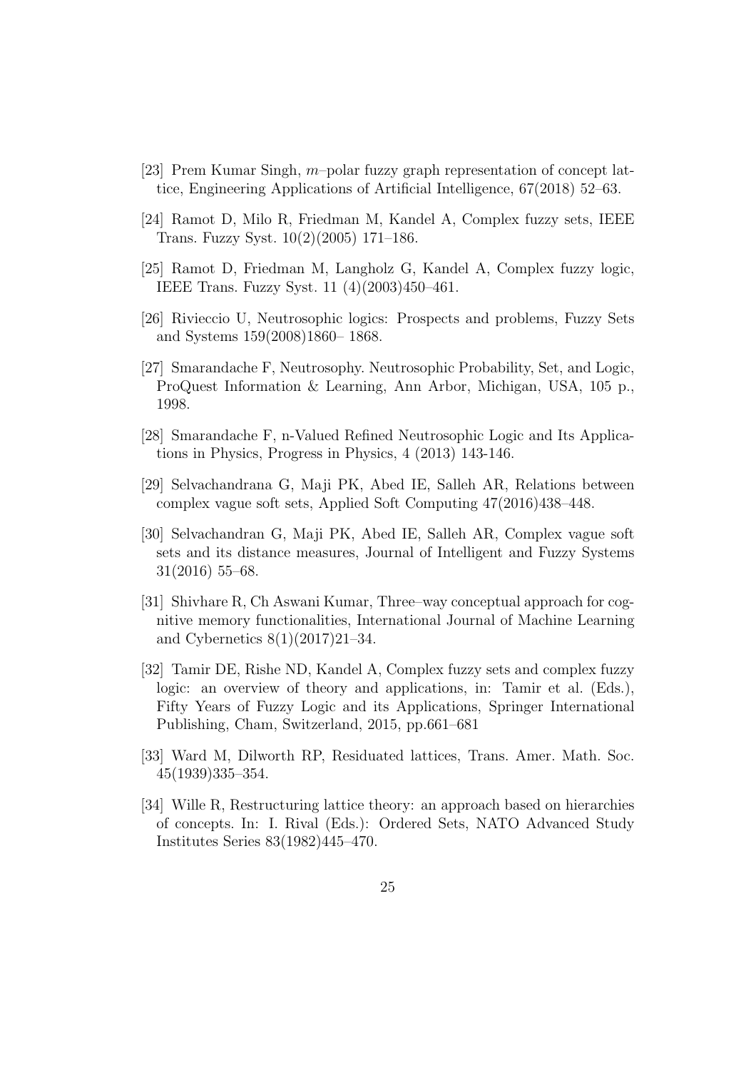[23] Prem Kumar Singh, $m$–polar fuzzy graph representation of concept lattice, Engineering Applications of Artificial Intelligence, 67(2018) 52–63.

[24] Ramot D, Milo R, Friedman M, Kandel A, Complex fuzzy sets, IEEE Trans. Fuzzy Syst. 10(2)(2005) 171–186.

[25] Ramot D, Friedman M, Langholz G, Kandel A, Complex fuzzy logic, IEEE Trans. Fuzzy Syst. 11 (4)(2003)450–461.

[26] Rivieccio U, Neutrosophic logics: Prospects and problems, Fuzzy Sets and Systems 159(2008)1860– 1868.

[27] Smarandache F, Neutrosophy. Neutrosophic Probability, Set, and Logic, ProQuest Information & Learning, Ann Arbor, Michigan, USA, 105 p., 1998.

[28] Smarandache F, n-Valued Refined Neutrosophic Logic and Its Applications in Physics, Progress in Physics, 4 (2013) 143-146.

[29] Selvachandrana G, Maji PK, Abed IE, Salleh AR, Relations between complex vague soft sets, Applied Soft Computing 47(2016)438–448.

[30] Selvachandran G, Maji PK, Abed IE, Salleh AR, Complex vague soft sets and its distance measures, Journal of Intelligent and Fuzzy Systems 31(2016) 55–68.

[31] Shivhare R, Ch Aswani Kumar, Three–way conceptual approach for cognitive memory functionalities, International Journal of Machine Learning and Cybernetics 8(1)(2017)21–34.

[32] Tamir DE, Rishe ND, Kandel A, Complex fuzzy sets and complex fuzzy logic: an overview of theory and applications, in: Tamir et al. (Eds.), Fifty Years of Fuzzy Logic and its Applications, Springer International Publishing, Cham, Switzerland, 2015, pp.661–681

[33] Ward M, Dilworth RP, Residuated lattices, Trans. Amer. Math. Soc. 45(1939)335–354.

[34] Wille R, Restructuring lattice theory: an approach based on hierarchies of concepts. In: I. Rival (Eds.): Ordered Sets, NATO Advanced Study Institutes Series 83(1982)445–470.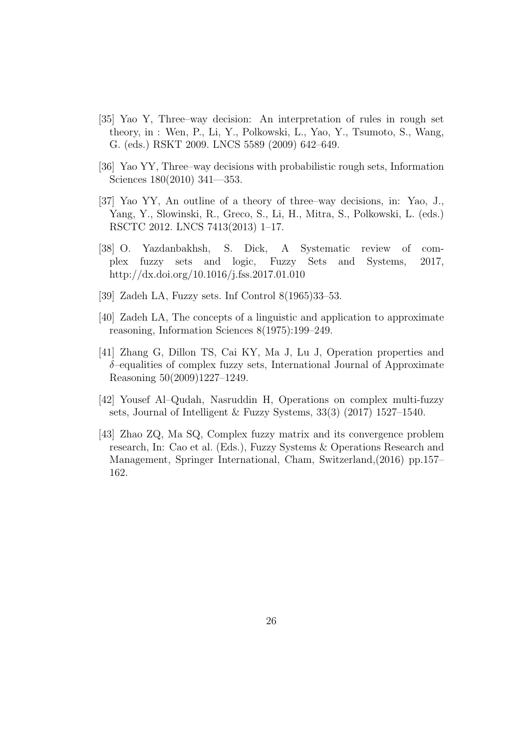[35] Yao Y, Three–way decision: An interpretation of rules in rough set theory, in : Wen, P., Li, Y., Polkowski, L., Yao, Y., Tsumoto, S., Wang, G. (eds.) RSKT 2009. LNCS 5589 (2009) 642–649.

[36] Yao YY, Three–way decisions with probabilistic rough sets, Information Sciences 180(2010) 341—353.

[37] Yao YY, An outline of a theory of three–way decisions, in: Yao, J., Yang, Y., Slowinski, R., Greco, S., Li, H., Mitra, S., Polkowski, L. (eds.) RSCTC 2012. LNCS 7413(2013) 1–17.

[38] O. Yazdanbakhsh, S. Dick, A Systematic review of complex fuzzy sets and logic, Fuzzy Sets and Systems, 2017, http://dx.doi.org/10.1016/j.fss.2017.01.010

[39] Zadeh LA, Fuzzy sets. Inf Control 8(1965)33–53.

[40] Zadeh LA, The concepts of a linguistic and application to approximate reasoning, Information Sciences 8(1975):199–249.

[41] Zhang G, Dillon TS, Cai KY, Ma J, Lu J, Operation properties and $\delta$–equalities of complex fuzzy sets, International Journal of Approximate Reasoning 50(2009)1227–1249.

[42] Yousef Al–Qudah, Nasruddin H, Operations on complex multi-fuzzy sets, Journal of Intelligent & Fuzzy Systems, 33(3) (2017) 1527–1540.

[43] Zhao ZQ, Ma SQ, Complex fuzzy matrix and its convergence problem research, In: Cao et al. (Eds.), Fuzzy Systems & Operations Research and Management, Springer International, Cham, Switzerland,(2016) pp.157–162.